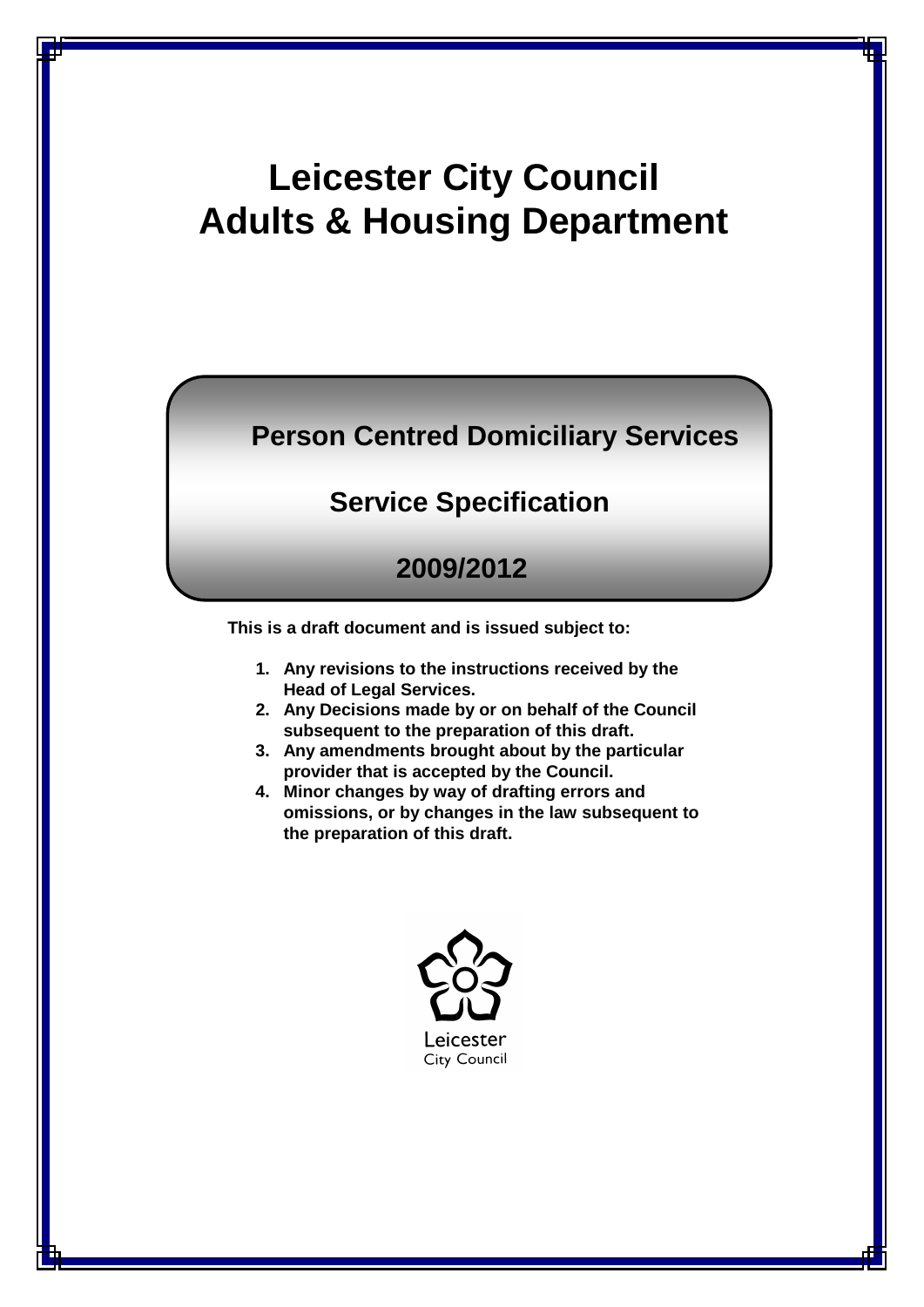# Leicester City Council
# Adults & Housing Department

## Person Centred Domiciliary Services

## Service Specification

## 2009/2012

**This is a draft document and is issued subject to:**

1. **Any revisions to the instructions received by the Head of Legal Services.**
2. **Any Decisions made by or on behalf of the Council subsequent to the preparation of this draft.**
3. **Any amendments brought about by the particular provider that is accepted by the Council.**
4. **Minor changes by way of drafting errors and omissions, or by changes in the law subsequent to the preparation of this draft.**

Leicester
City Council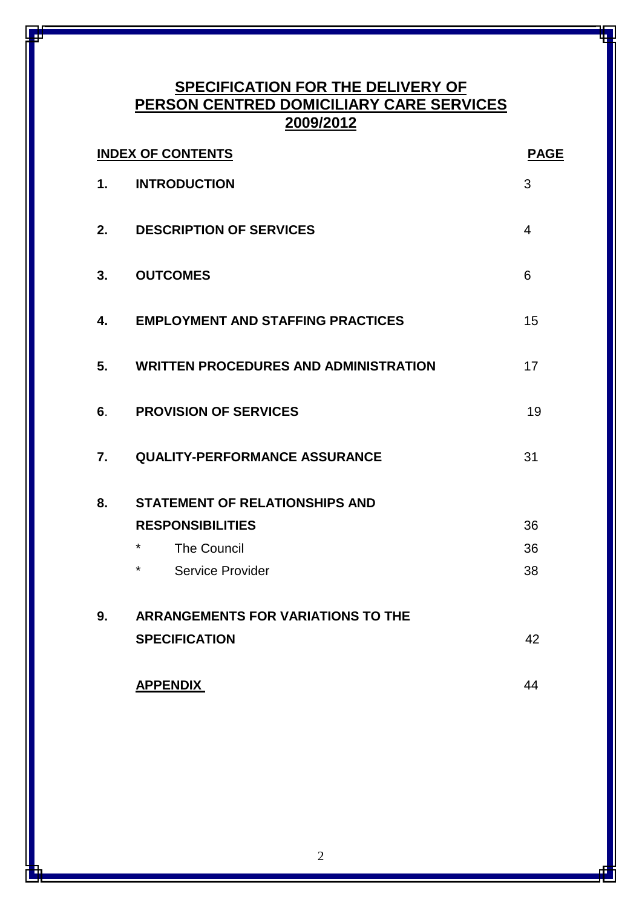# SPECIFICATION FOR THE DELIVERY OF PERSON CENTRED DOMICILIARY CARE SERVICES 2009/2012

| INDEX OF CONTENTS | | PAGE |
|---|---|---|
| 1. | INTRODUCTION | 3 |
| 2. | DESCRIPTION OF SERVICES | 4 |
| 3. | OUTCOMES | 6 |
| 4. | EMPLOYMENT AND STAFFING PRACTICES | 15 |
| 5. | WRITTEN PROCEDURES AND ADMINISTRATION | 17 |
| 6. | PROVISION OF SERVICES | 19 |
| 7. | QUALITY-PERFORMANCE ASSURANCE | 31 |
| 8. | STATEMENT OF RELATIONSHIPS AND RESPONSIBILITIES | 36 |
| | * The Council | 36 |
| | * Service Provider | 38 |
| 9. | ARRANGEMENTS FOR VARIATIONS TO THE SPECIFICATION | 42 |
| | APPENDIX | 44 |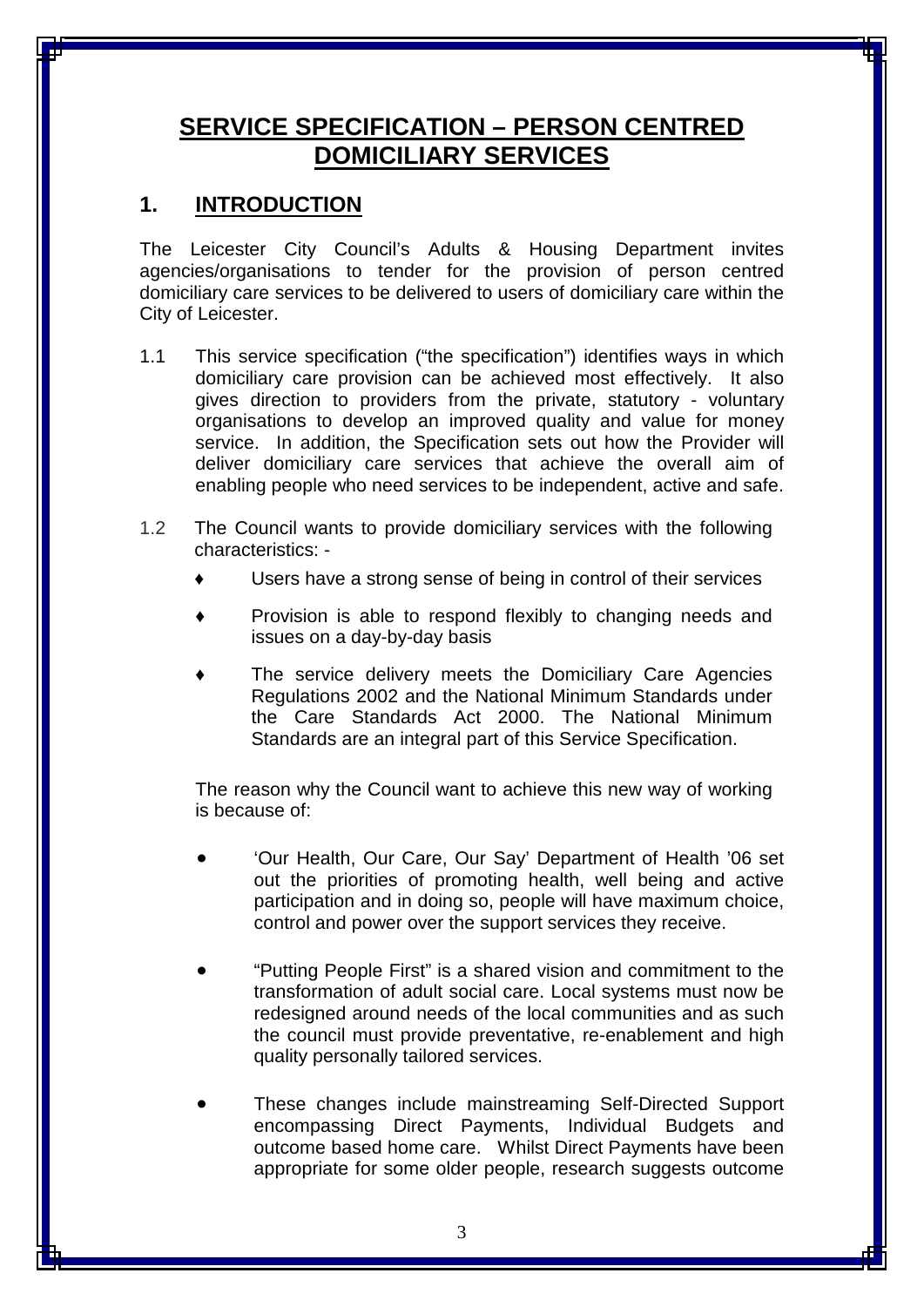# SERVICE SPECIFICATION – PERSON CENTRED DOMICILIARY SERVICES

## 1. INTRODUCTION

The Leicester City Council's Adults & Housing Department invites agencies/organisations to tender for the provision of person centred domiciliary care services to be delivered to users of domiciliary care within the City of Leicester.

1.1 This service specification ("the specification") identifies ways in which domiciliary care provision can be achieved most effectively. It also gives direction to providers from the private, statutory - voluntary organisations to develop an improved quality and value for money service. In addition, the Specification sets out how the Provider will deliver domiciliary care services that achieve the overall aim of enabling people who need services to be independent, active and safe.

1.2 The Council wants to provide domiciliary services with the following characteristics: -

- ♦ Users have a strong sense of being in control of their services
- ♦ Provision is able to respond flexibly to changing needs and issues on a day-by-day basis
- ♦ The service delivery meets the Domiciliary Care Agencies Regulations 2002 and the National Minimum Standards under the Care Standards Act 2000. The National Minimum Standards are an integral part of this Service Specification.

The reason why the Council want to achieve this new way of working is because of:

- 'Our Health, Our Care, Our Say' Department of Health '06 set out the priorities of promoting health, well being and active participation and in doing so, people will have maximum choice, control and power over the support services they receive.
- "Putting People First" is a shared vision and commitment to the transformation of adult social care. Local systems must now be redesigned around needs of the local communities and as such the council must provide preventative, re-enablement and high quality personally tailored services.
- These changes include mainstreaming Self-Directed Support encompassing Direct Payments, Individual Budgets and outcome based home care. Whilst Direct Payments have been appropriate for some older people, research suggests outcome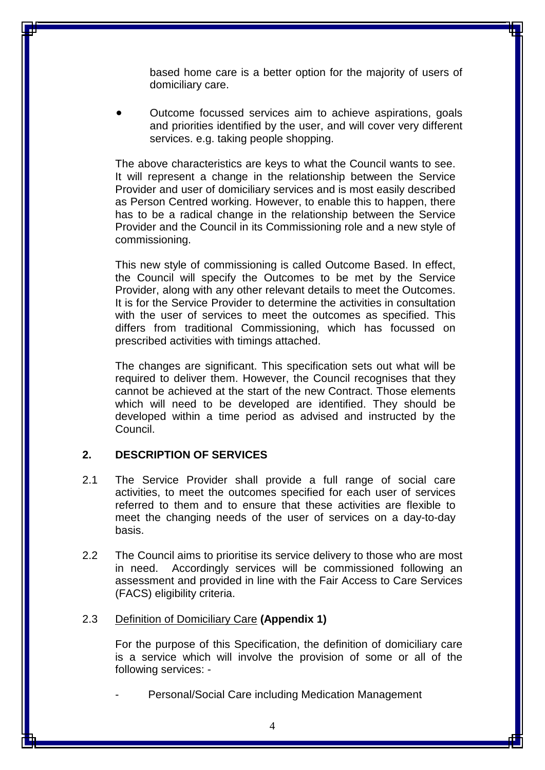based home care is a better option for the majority of users of domiciliary care.

- Outcome focussed services aim to achieve aspirations, goals and priorities identified by the user, and will cover very different services. e.g. taking people shopping.

The above characteristics are keys to what the Council wants to see. It will represent a change in the relationship between the Service Provider and user of domiciliary services and is most easily described as Person Centred working. However, to enable this to happen, there has to be a radical change in the relationship between the Service Provider and the Council in its Commissioning role and a new style of commissioning.

This new style of commissioning is called Outcome Based. In effect, the Council will specify the Outcomes to be met by the Service Provider, along with any other relevant details to meet the Outcomes. It is for the Service Provider to determine the activities in consultation with the user of services to meet the outcomes as specified. This differs from traditional Commissioning, which has focussed on prescribed activities with timings attached.

The changes are significant. This specification sets out what will be required to deliver them. However, the Council recognises that they cannot be achieved at the start of the new Contract. Those elements which will need to be developed are identified. They should be developed within a time period as advised and instructed by the Council.

## 2. DESCRIPTION OF SERVICES

2.1 The Service Provider shall provide a full range of social care activities, to meet the outcomes specified for each user of services referred to them and to ensure that these activities are flexible to meet the changing needs of the user of services on a day-to-day basis.

2.2 The Council aims to prioritise its service delivery to those who are most in need. Accordingly services will be commissioned following an assessment and provided in line with the Fair Access to Care Services (FACS) eligibility criteria.

2.3 Definition of Domiciliary Care **(Appendix 1)**

For the purpose of this Specification, the definition of domiciliary care is a service which will involve the provision of some or all of the following services: -

- Personal/Social Care including Medication Management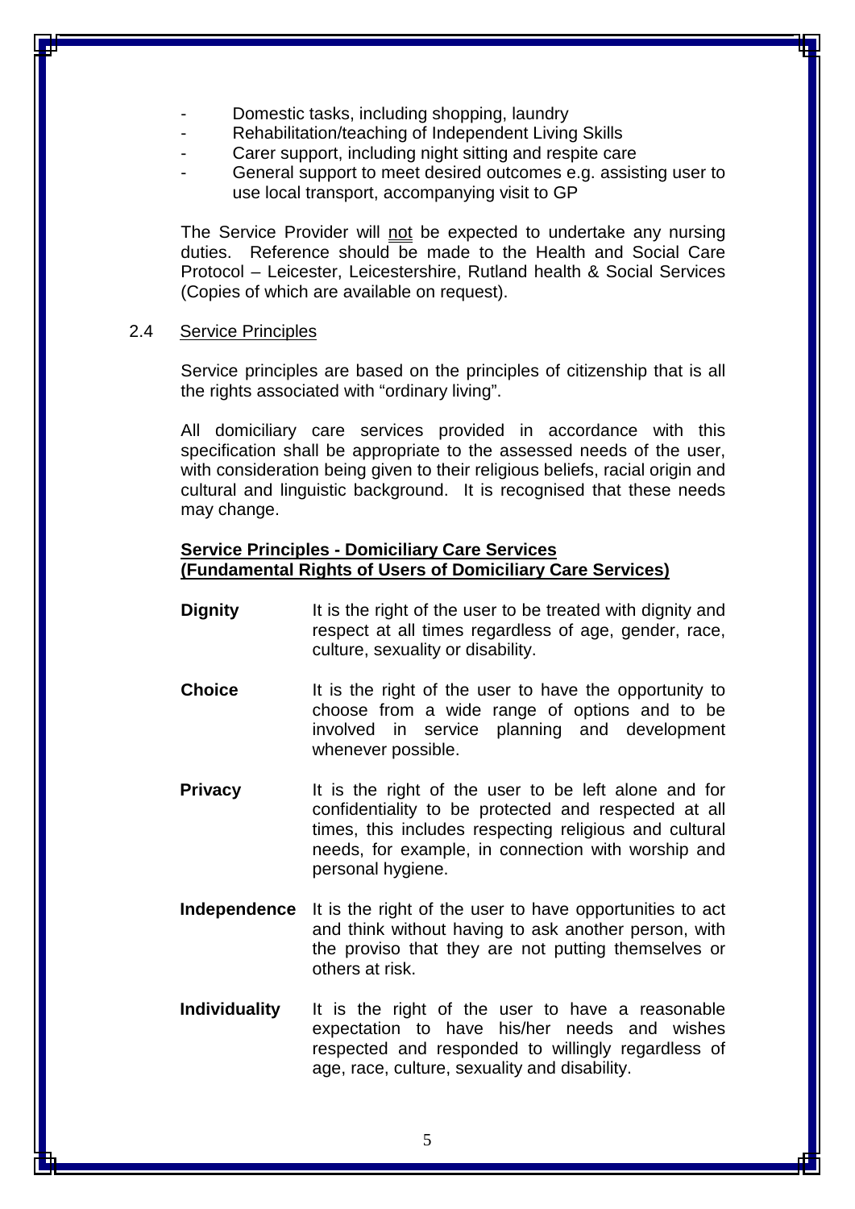- Domestic tasks, including shopping, laundry
- Rehabilitation/teaching of Independent Living Skills
- Carer support, including night sitting and respite care
- General support to meet desired outcomes e.g. assisting user to use local transport, accompanying visit to GP

The Service Provider will <u>not</u> be expected to undertake any nursing duties. Reference should be made to the Health and Social Care Protocol – Leicester, Leicestershire, Rutland health & Social Services (Copies of which are available on request).

## 2.4 Service Principles

Service principles are based on the principles of citizenship that is all the rights associated with "ordinary living".

All domiciliary care services provided in accordance with this specification shall be appropriate to the assessed needs of the user, with consideration being given to their religious beliefs, racial origin and cultural and linguistic background. It is recognised that these needs may change.

**Service Principles - Domiciliary Care Services**
**(Fundamental Rights of Users of Domiciliary Care Services)**

**Dignity** It is the right of the user to be treated with dignity and respect at all times regardless of age, gender, race, culture, sexuality or disability.

**Choice** It is the right of the user to have the opportunity to choose from a wide range of options and to be involved in service planning and development whenever possible.

**Privacy** It is the right of the user to be left alone and for confidentiality to be protected and respected at all times, this includes respecting religious and cultural needs, for example, in connection with worship and personal hygiene.

**Independence** It is the right of the user to have opportunities to act and think without having to ask another person, with the proviso that they are not putting themselves or others at risk.

**Individuality** It is the right of the user to have a reasonable expectation to have his/her needs and wishes respected and responded to willingly regardless of age, race, culture, sexuality and disability.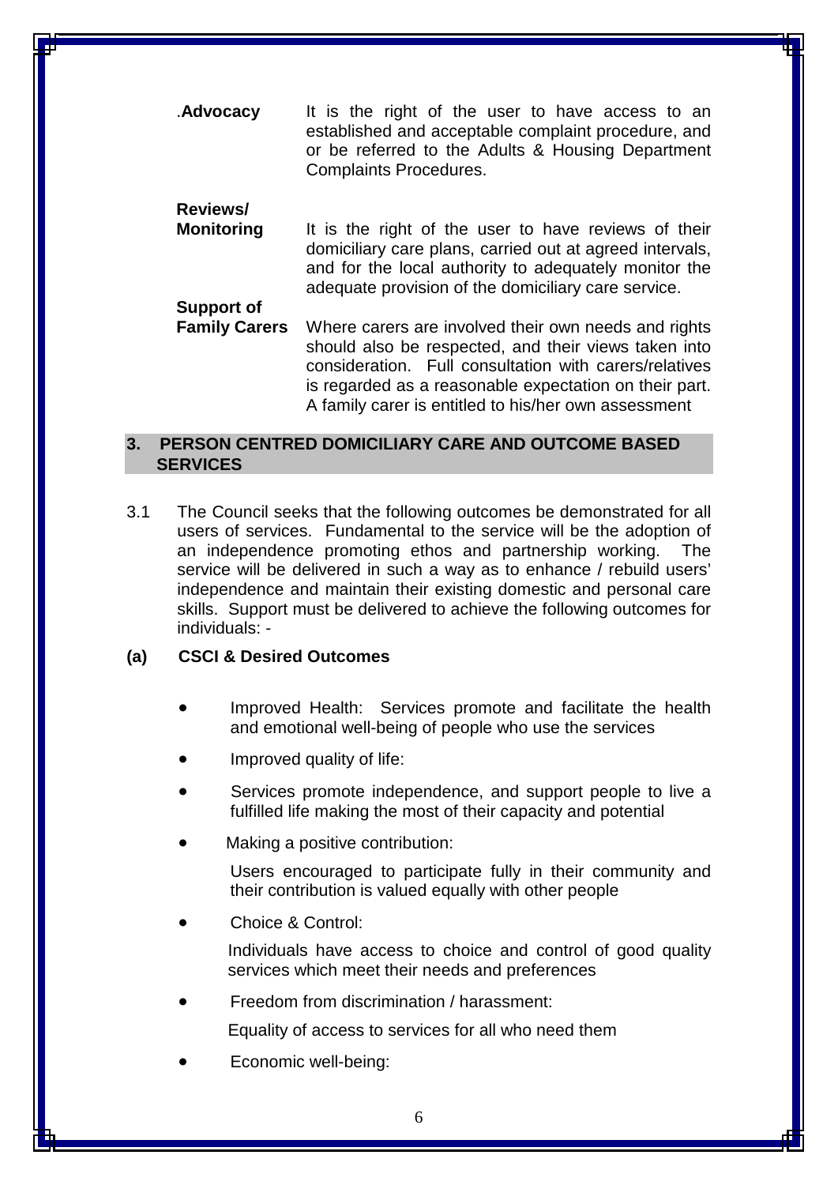.**Advocacy** It is the right of the user to have access to an established and acceptable complaint procedure, and or be referred to the Adults & Housing Department Complaints Procedures.

**Reviews/ Monitoring** It is the right of the user to have reviews of their domiciliary care plans, carried out at agreed intervals, and for the local authority to adequately monitor the adequate provision of the domiciliary care service.

**Support of Family Carers** Where carers are involved their own needs and rights should also be respected, and their views taken into consideration. Full consultation with carers/relatives is regarded as a reasonable expectation on their part. A family carer is entitled to his/her own assessment

## 3. PERSON CENTRED DOMICILIARY CARE AND OUTCOME BASED SERVICES

3.1 The Council seeks that the following outcomes be demonstrated for all users of services. Fundamental to the service will be the adoption of an independence promoting ethos and partnership working. The service will be delivered in such a way as to enhance / rebuild users' independence and maintain their existing domestic and personal care skills. Support must be delivered to achieve the following outcomes for individuals: -

**(a) CSCI & Desired Outcomes**

- Improved Health: Services promote and facilitate the health and emotional well-being of people who use the services
- Improved quality of life:
- Services promote independence, and support people to live a fulfilled life making the most of their capacity and potential
- Making a positive contribution:

  Users encouraged to participate fully in their community and their contribution is valued equally with other people
- Choice & Control:

  Individuals have access to choice and control of good quality services which meet their needs and preferences
- Freedom from discrimination / harassment:

  Equality of access to services for all who need them
- Economic well-being: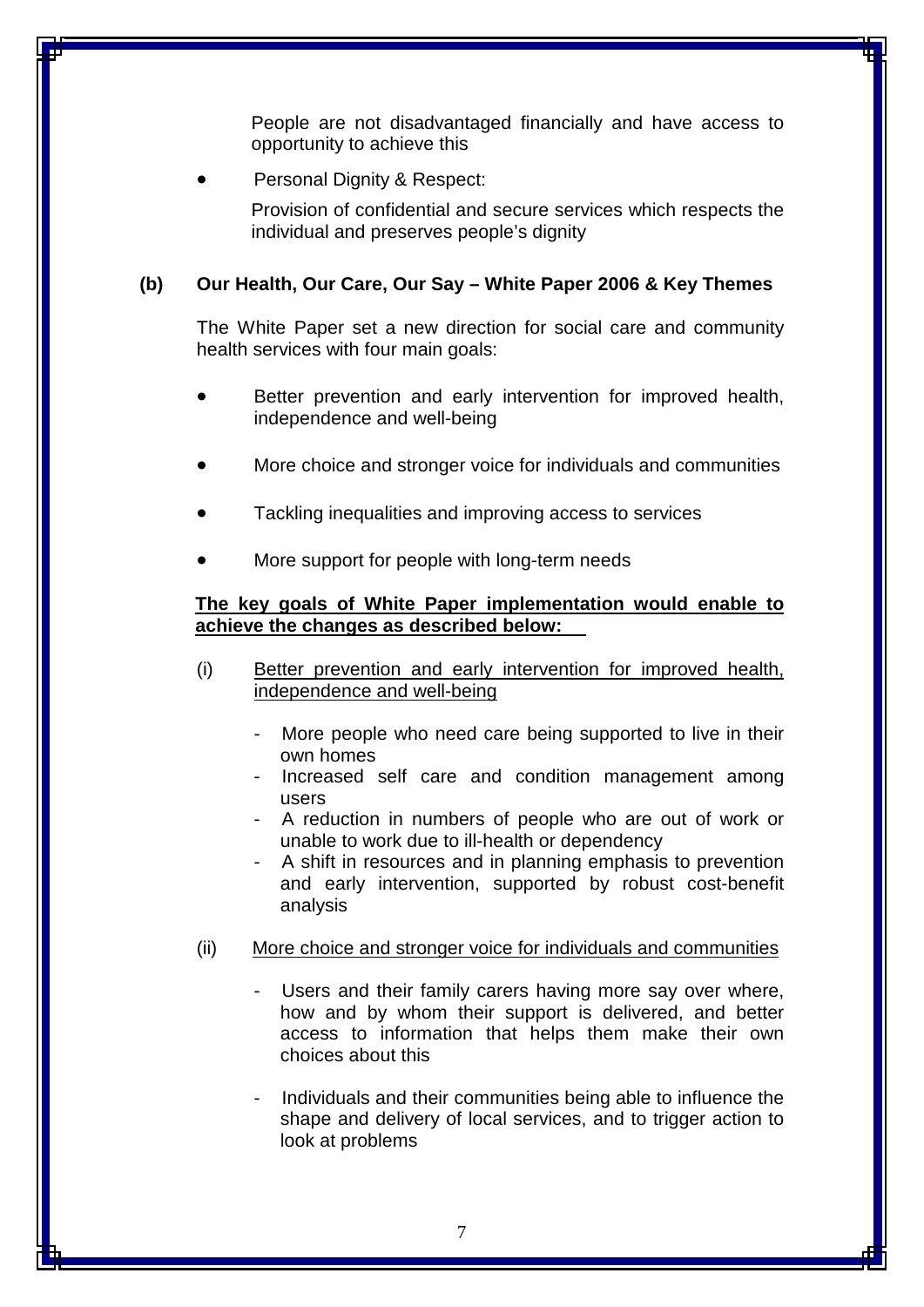People are not disadvantaged financially and have access to opportunity to achieve this

- Personal Dignity & Respect:

  Provision of confidential and secure services which respects the individual and preserves people's dignity

**(b) Our Health, Our Care, Our Say – White Paper 2006 & Key Themes**

The White Paper set a new direction for social care and community health services with four main goals:

- Better prevention and early intervention for improved health, independence and well-being
- More choice and stronger voice for individuals and communities
- Tackling inequalities and improving access to services
- More support for people with long-term needs

**The key goals of White Paper implementation would enable to achieve the changes as described below:**

(i) Better prevention and early intervention for improved health, independence and well-being

- More people who need care being supported to live in their own homes
- Increased self care and condition management among users
- A reduction in numbers of people who are out of work or unable to work due to ill-health or dependency
- A shift in resources and in planning emphasis to prevention and early intervention, supported by robust cost-benefit analysis

(ii) More choice and stronger voice for individuals and communities

- Users and their family carers having more say over where, how and by whom their support is delivered, and better access to information that helps them make their own choices about this

- Individuals and their communities being able to influence the shape and delivery of local services, and to trigger action to look at problems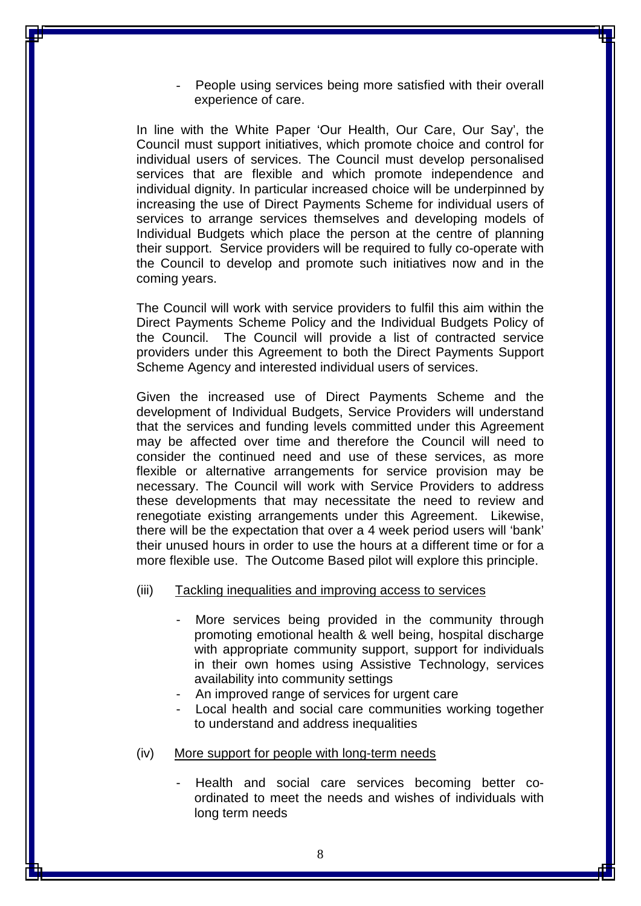- People using services being more satisfied with their overall experience of care.

In line with the White Paper 'Our Health, Our Care, Our Say', the Council must support initiatives, which promote choice and control for individual users of services. The Council must develop personalised services that are flexible and which promote independence and individual dignity. In particular increased choice will be underpinned by increasing the use of Direct Payments Scheme for individual users of services to arrange services themselves and developing models of Individual Budgets which place the person at the centre of planning their support. Service providers will be required to fully co-operate with the Council to develop and promote such initiatives now and in the coming years.

The Council will work with service providers to fulfil this aim within the Direct Payments Scheme Policy and the Individual Budgets Policy of the Council. The Council will provide a list of contracted service providers under this Agreement to both the Direct Payments Support Scheme Agency and interested individual users of services.

Given the increased use of Direct Payments Scheme and the development of Individual Budgets, Service Providers will understand that the services and funding levels committed under this Agreement may be affected over time and therefore the Council will need to consider the continued need and use of these services, as more flexible or alternative arrangements for service provision may be necessary. The Council will work with Service Providers to address these developments that may necessitate the need to review and renegotiate existing arrangements under this Agreement. Likewise, there will be the expectation that over a 4 week period users will 'bank' their unused hours in order to use the hours at a different time or for a more flexible use. The Outcome Based pilot will explore this principle.

(iii) <u>Tackling inequalities and improving access to services</u>

- More services being provided in the community through promoting emotional health & well being, hospital discharge with appropriate community support, support for individuals in their own homes using Assistive Technology, services availability into community settings
- An improved range of services for urgent care
- Local health and social care communities working together to understand and address inequalities

(iv) <u>More support for people with long-term needs</u>

- Health and social care services becoming better co-ordinated to meet the needs and wishes of individuals with long term needs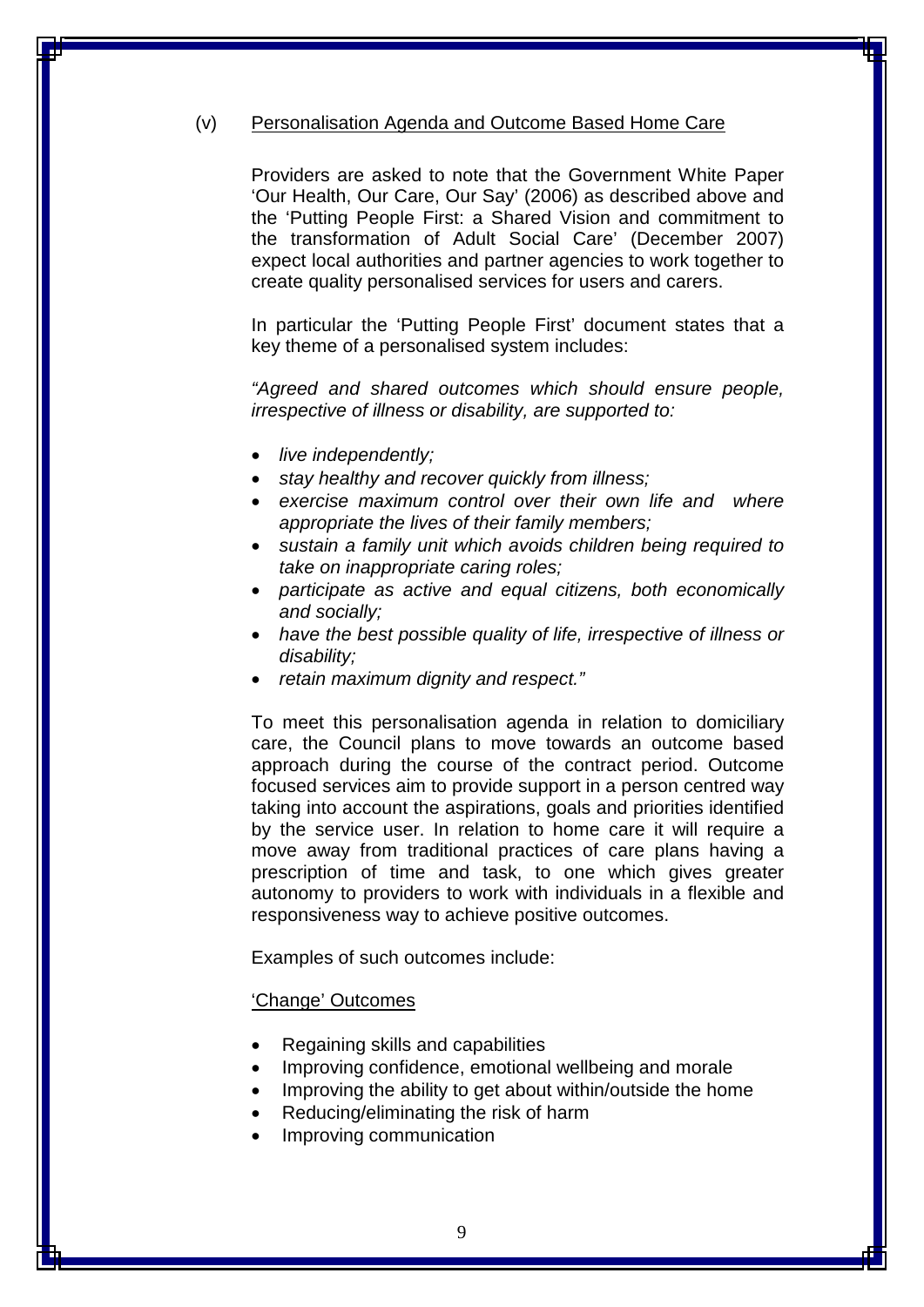### (v) Personalisation Agenda and Outcome Based Home Care

Providers are asked to note that the Government White Paper 'Our Health, Our Care, Our Say' (2006) as described above and the 'Putting People First: a Shared Vision and commitment to the transformation of Adult Social Care' (December 2007) expect local authorities and partner agencies to work together to create quality personalised services for users and carers.

In particular the 'Putting People First' document states that a key theme of a personalised system includes:

*"Agreed and shared outcomes which should ensure people, irrespective of illness or disability, are supported to:*

- *live independently;*
- *stay healthy and recover quickly from illness;*
- *exercise maximum control over their own life and where appropriate the lives of their family members;*
- *sustain a family unit which avoids children being required to take on inappropriate caring roles;*
- *participate as active and equal citizens, both economically and socially;*
- *have the best possible quality of life, irrespective of illness or disability;*
- *retain maximum dignity and respect."*

To meet this personalisation agenda in relation to domiciliary care, the Council plans to move towards an outcome based approach during the course of the contract period. Outcome focused services aim to provide support in a person centred way taking into account the aspirations, goals and priorities identified by the service user. In relation to home care it will require a move away from traditional practices of care plans having a prescription of time and task, to one which gives greater autonomy to providers to work with individuals in a flexible and responsiveness way to achieve positive outcomes.

Examples of such outcomes include:

'Change' Outcomes

- Regaining skills and capabilities
- Improving confidence, emotional wellbeing and morale
- Improving the ability to get about within/outside the home
- Reducing/eliminating the risk of harm
- Improving communication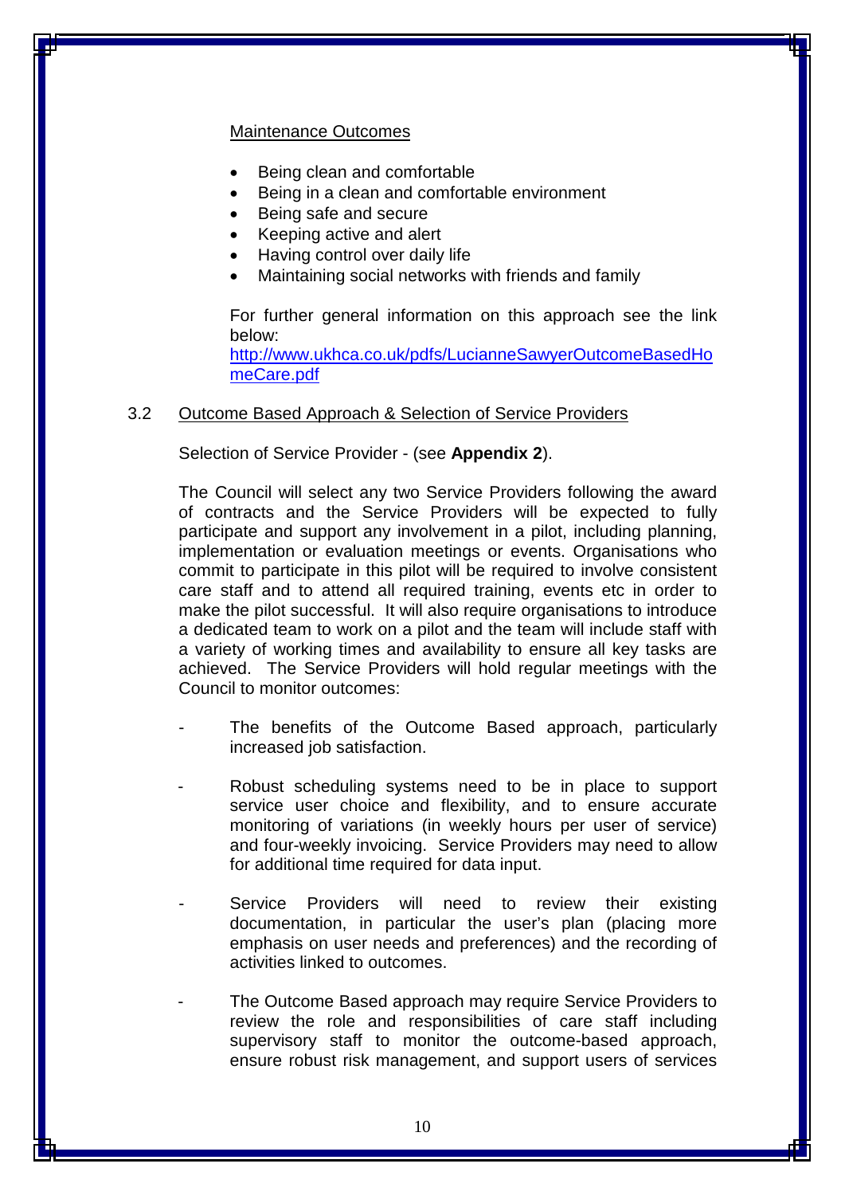Maintenance Outcomes

- Being clean and comfortable
- Being in a clean and comfortable environment
- Being safe and secure
- Keeping active and alert
- Having control over daily life
- Maintaining social networks with friends and family

For further general information on this approach see the link below:
[http://www.ukhca.co.uk/pdfs/LucianneSawyerOutcomeBasedHomeCare.pdf](http://www.ukhca.co.uk/pdfs/LucianneSawyerOutcomeBasedHomeCare.pdf)

### 3.2 Outcome Based Approach & Selection of Service Providers

Selection of Service Provider - (see **Appendix 2**).

The Council will select any two Service Providers following the award of contracts and the Service Providers will be expected to fully participate and support any involvement in a pilot, including planning, implementation or evaluation meetings or events. Organisations who commit to participate in this pilot will be required to involve consistent care staff and to attend all required training, events etc in order to make the pilot successful. It will also require organisations to introduce a dedicated team to work on a pilot and the team will include staff with a variety of working times and availability to ensure all key tasks are achieved. The Service Providers will hold regular meetings with the Council to monitor outcomes:

- The benefits of the Outcome Based approach, particularly increased job satisfaction.
- Robust scheduling systems need to be in place to support service user choice and flexibility, and to ensure accurate monitoring of variations (in weekly hours per user of service) and four-weekly invoicing. Service Providers may need to allow for additional time required for data input.
- Service Providers will need to review their existing documentation, in particular the user's plan (placing more emphasis on user needs and preferences) and the recording of activities linked to outcomes.
- The Outcome Based approach may require Service Providers to review the role and responsibilities of care staff including supervisory staff to monitor the outcome-based approach, ensure robust risk management, and support users of services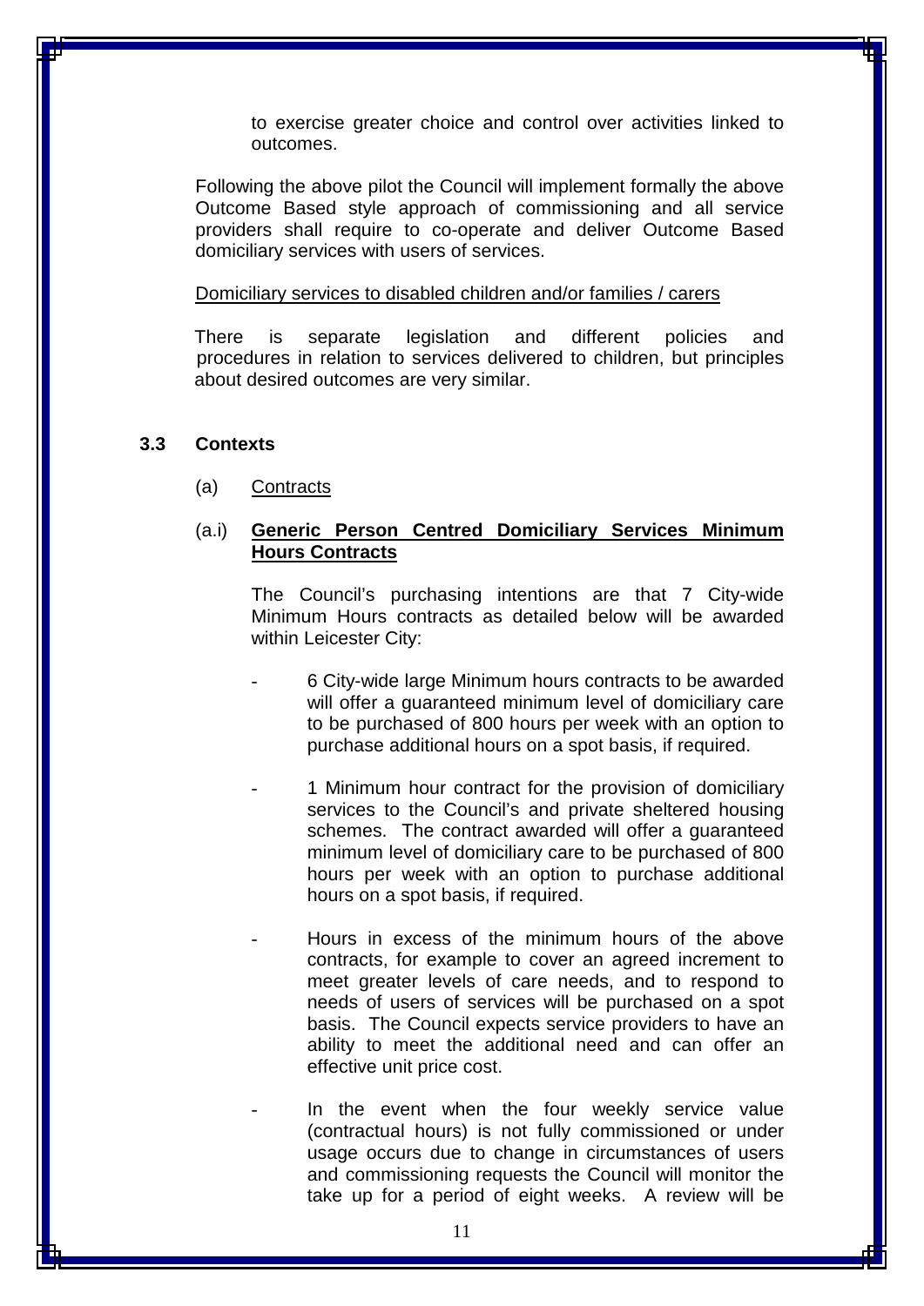to exercise greater choice and control over activities linked to outcomes.

Following the above pilot the Council will implement formally the above Outcome Based style approach of commissioning and all service providers shall require to co-operate and deliver Outcome Based domiciliary services with users of services.

Domiciliary services to disabled children and/or families / carers

There is separate legislation and different policies and procedures in relation to services delivered to children, but principles about desired outcomes are very similar.

### 3.3 Contexts

(a) Contracts

(a.i) **Generic Person Centred Domiciliary Services Minimum Hours Contracts**

The Council's purchasing intentions are that 7 City-wide Minimum Hours contracts as detailed below will be awarded within Leicester City:

- 6 City-wide large Minimum hours contracts to be awarded will offer a guaranteed minimum level of domiciliary care to be purchased of 800 hours per week with an option to purchase additional hours on a spot basis, if required.
- 1 Minimum hour contract for the provision of domiciliary services to the Council's and private sheltered housing schemes. The contract awarded will offer a guaranteed minimum level of domiciliary care to be purchased of 800 hours per week with an option to purchase additional hours on a spot basis, if required.
- Hours in excess of the minimum hours of the above contracts, for example to cover an agreed increment to meet greater levels of care needs, and to respond to needs of users of services will be purchased on a spot basis. The Council expects service providers to have an ability to meet the additional need and can offer an effective unit price cost.
- In the event when the four weekly service value (contractual hours) is not fully commissioned or under usage occurs due to change in circumstances of users and commissioning requests the Council will monitor the take up for a period of eight weeks. A review will be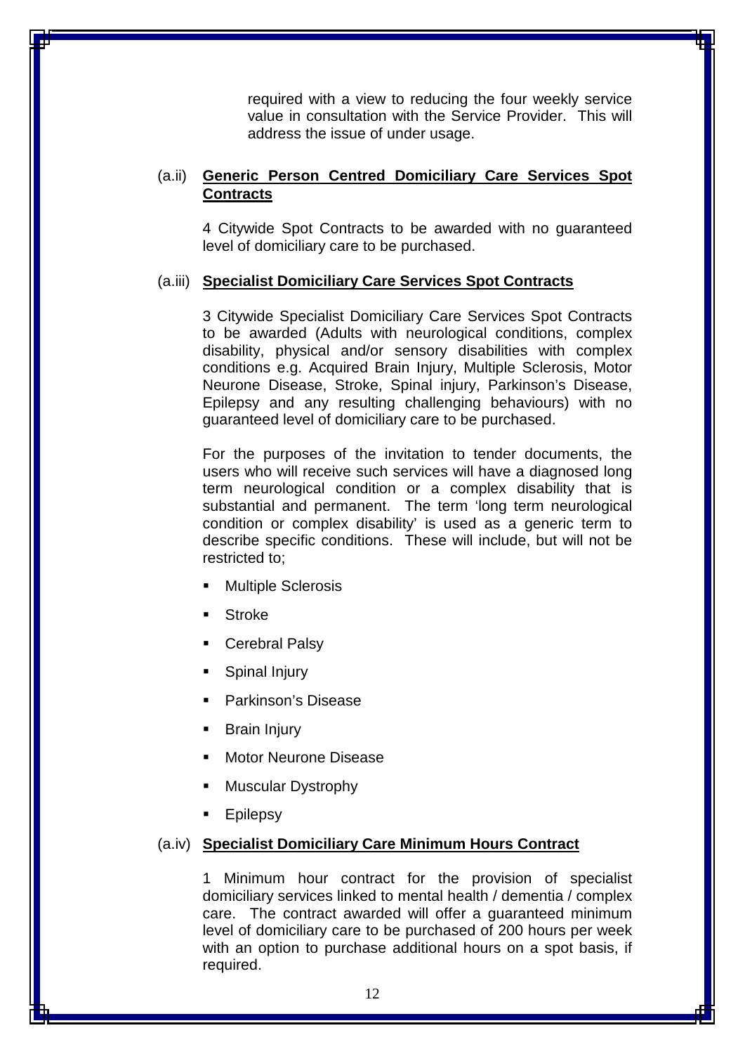required with a view to reducing the four weekly service value in consultation with the Service Provider. This will address the issue of under usage.

(a.ii) **Generic Person Centred Domiciliary Care Services Spot Contracts**

4 Citywide Spot Contracts to be awarded with no guaranteed level of domiciliary care to be purchased.

(a.iii) **Specialist Domiciliary Care Services Spot Contracts**

3 Citywide Specialist Domiciliary Care Services Spot Contracts to be awarded (Adults with neurological conditions, complex disability, physical and/or sensory disabilities with complex conditions e.g. Acquired Brain Injury, Multiple Sclerosis, Motor Neurone Disease, Stroke, Spinal injury, Parkinson's Disease, Epilepsy and any resulting challenging behaviours) with no guaranteed level of domiciliary care to be purchased.

For the purposes of the invitation to tender documents, the users who will receive such services will have a diagnosed long term neurological condition or a complex disability that is substantial and permanent. The term 'long term neurological condition or complex disability' is used as a generic term to describe specific conditions. These will include, but will not be restricted to;

- Multiple Sclerosis
- Stroke
- Cerebral Palsy
- Spinal Injury
- Parkinson's Disease
- Brain Injury
- Motor Neurone Disease
- Muscular Dystrophy
- Epilepsy

(a.iv) **Specialist Domiciliary Care Minimum Hours Contract**

1 Minimum hour contract for the provision of specialist domiciliary services linked to mental health / dementia / complex care. The contract awarded will offer a guaranteed minimum level of domiciliary care to be purchased of 200 hours per week with an option to purchase additional hours on a spot basis, if required.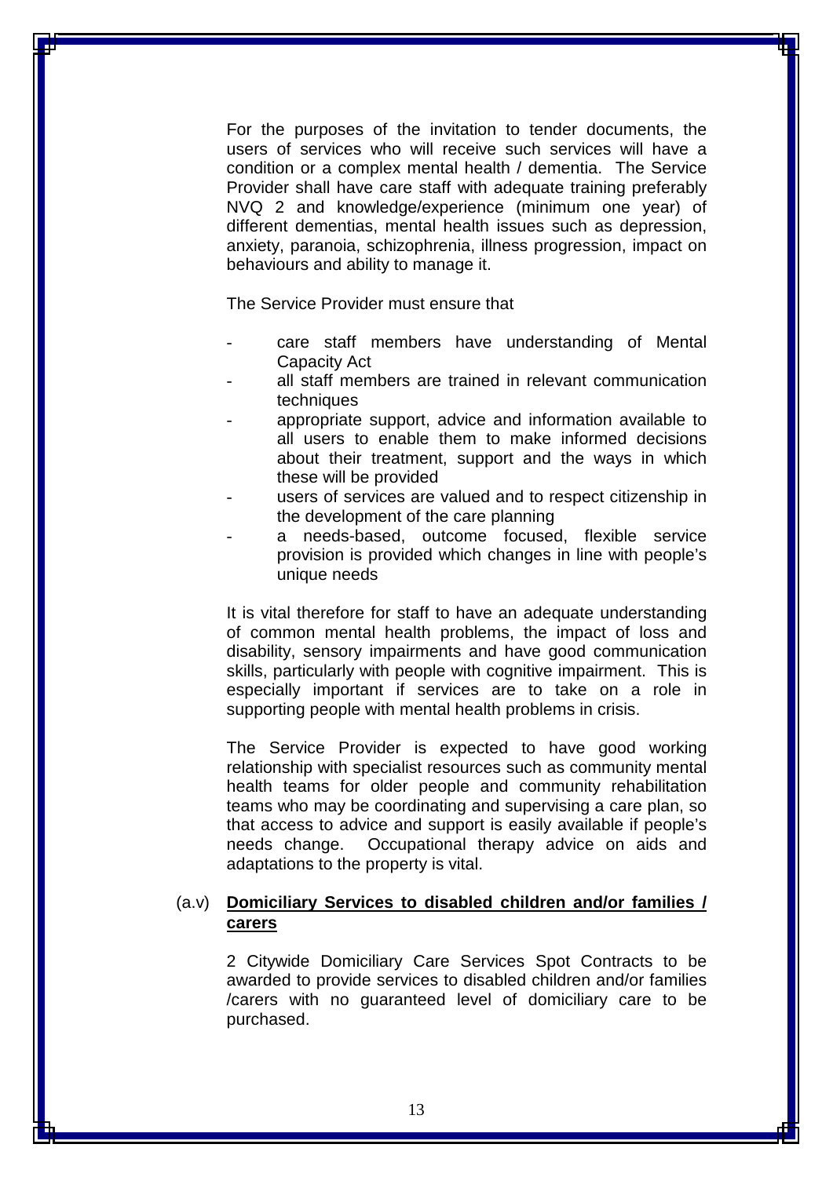For the purposes of the invitation to tender documents, the users of services who will receive such services will have a condition or a complex mental health / dementia. The Service Provider shall have care staff with adequate training preferably NVQ 2 and knowledge/experience (minimum one year) of different dementias, mental health issues such as depression, anxiety, paranoia, schizophrenia, illness progression, impact on behaviours and ability to manage it.

The Service Provider must ensure that

- care staff members have understanding of Mental Capacity Act
- all staff members are trained in relevant communication techniques
- appropriate support, advice and information available to all users to enable them to make informed decisions about their treatment, support and the ways in which these will be provided
- users of services are valued and to respect citizenship in the development of the care planning
- a needs-based, outcome focused, flexible service provision is provided which changes in line with people's unique needs

It is vital therefore for staff to have an adequate understanding of common mental health problems, the impact of loss and disability, sensory impairments and have good communication skills, particularly with people with cognitive impairment. This is especially important if services are to take on a role in supporting people with mental health problems in crisis.

The Service Provider is expected to have good working relationship with specialist resources such as community mental health teams for older people and community rehabilitation teams who may be coordinating and supervising a care plan, so that access to advice and support is easily available if people's needs change. Occupational therapy advice on aids and adaptations to the property is vital.

(a.v) **<u>Domiciliary Services to disabled children and/or families / carers</u>**

2 Citywide Domiciliary Care Services Spot Contracts to be awarded to provide services to disabled children and/or families /carers with no guaranteed level of domiciliary care to be purchased.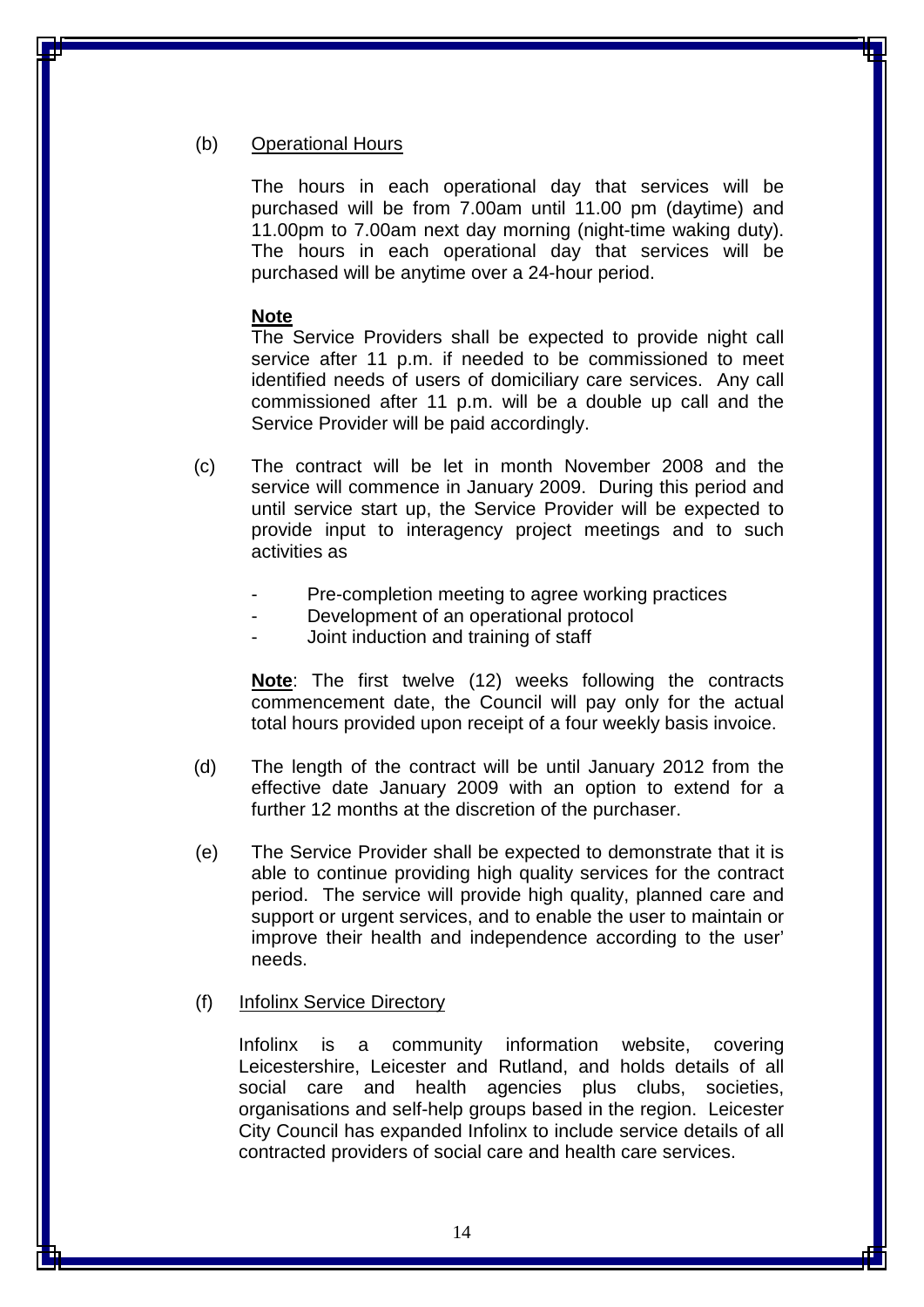(b) <u>Operational Hours</u>

The hours in each operational day that services will be purchased will be from 7.00am until 11.00 pm (daytime) and 11.00pm to 7.00am next day morning (night-time waking duty). The hours in each operational day that services will be purchased will be anytime over a 24-hour period.

**<u>Note</u>**
The Service Providers shall be expected to provide night call service after 11 p.m. if needed to be commissioned to meet identified needs of users of domiciliary care services. Any call commissioned after 11 p.m. will be a double up call and the Service Provider will be paid accordingly.

(c) The contract will be let in month November 2008 and the service will commence in January 2009. During this period and until service start up, the Service Provider will be expected to provide input to interagency project meetings and to such activities as

- Pre-completion meeting to agree working practices
- Development of an operational protocol
- Joint induction and training of staff

**<u>Note</u>**: The first twelve (12) weeks following the contracts commencement date, the Council will pay only for the actual total hours provided upon receipt of a four weekly basis invoice.

(d) The length of the contract will be until January 2012 from the effective date January 2009 with an option to extend for a further 12 months at the discretion of the purchaser.

(e) The Service Provider shall be expected to demonstrate that it is able to continue providing high quality services for the contract period. The service will provide high quality, planned care and support or urgent services, and to enable the user to maintain or improve their health and independence according to the user' needs.

(f) <u>Infolinx Service Directory</u>

Infolinx is a community information website, covering Leicestershire, Leicester and Rutland, and holds details of all social care and health agencies plus clubs, societies, organisations and self-help groups based in the region. Leicester City Council has expanded Infolinx to include service details of all contracted providers of social care and health care services.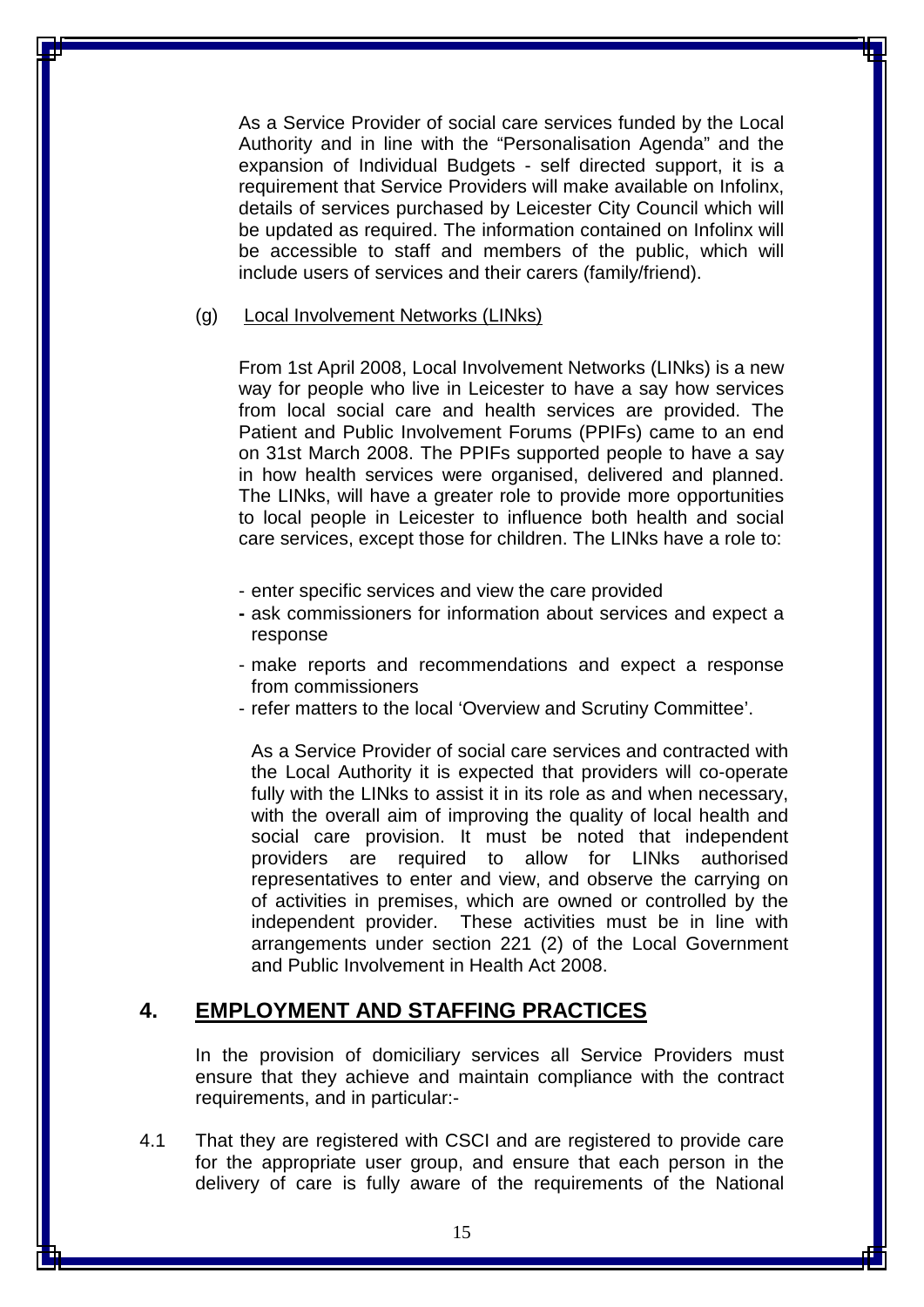As a Service Provider of social care services funded by the Local Authority and in line with the "Personalisation Agenda" and the expansion of Individual Budgets - self directed support, it is a requirement that Service Providers will make available on Infolinx, details of services purchased by Leicester City Council which will be updated as required. The information contained on Infolinx will be accessible to staff and members of the public, which will include users of services and their carers (family/friend).

(g) Local Involvement Networks (LINks)

From 1st April 2008, Local Involvement Networks (LINks) is a new way for people who live in Leicester to have a say how services from local social care and health services are provided. The Patient and Public Involvement Forums (PPIFs) came to an end on 31st March 2008. The PPIFs supported people to have a say in how health services were organised, delivered and planned. The LINks, will have a greater role to provide more opportunities to local people in Leicester to influence both health and social care services, except those for children. The LINks have a role to:

- enter specific services and view the care provided
- ask commissioners for information about services and expect a response
- make reports and recommendations and expect a response from commissioners
- refer matters to the local 'Overview and Scrutiny Committee'.

As a Service Provider of social care services and contracted with the Local Authority it is expected that providers will co-operate fully with the LINks to assist it in its role as and when necessary, with the overall aim of improving the quality of local health and social care provision. It must be noted that independent providers are required to allow for LINks authorised representatives to enter and view, and observe the carrying on of activities in premises, which are owned or controlled by the independent provider. These activities must be in line with arrangements under section 221 (2) of the Local Government and Public Involvement in Health Act 2008.

## 4. EMPLOYMENT AND STAFFING PRACTICES

In the provision of domiciliary services all Service Providers must ensure that they achieve and maintain compliance with the contract requirements, and in particular:-

4.1 That they are registered with CSCI and are registered to provide care for the appropriate user group, and ensure that each person in the delivery of care is fully aware of the requirements of the National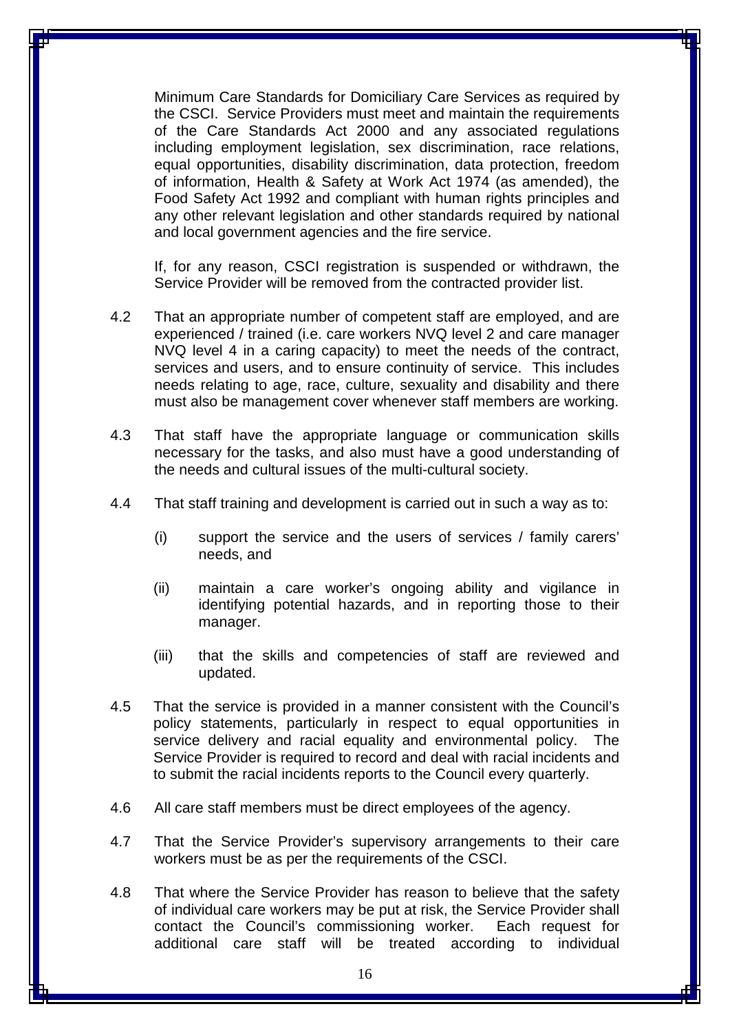Minimum Care Standards for Domiciliary Care Services as required by the CSCI. Service Providers must meet and maintain the requirements of the Care Standards Act 2000 and any associated regulations including employment legislation, sex discrimination, race relations, equal opportunities, disability discrimination, data protection, freedom of information, Health & Safety at Work Act 1974 (as amended), the Food Safety Act 1992 and compliant with human rights principles and any other relevant legislation and other standards required by national and local government agencies and the fire service.

If, for any reason, CSCI registration is suspended or withdrawn, the Service Provider will be removed from the contracted provider list.

4.2 That an appropriate number of competent staff are employed, and are experienced / trained (i.e. care workers NVQ level 2 and care manager NVQ level 4 in a caring capacity) to meet the needs of the contract, services and users, and to ensure continuity of service. This includes needs relating to age, race, culture, sexuality and disability and there must also be management cover whenever staff members are working.

4.3 That staff have the appropriate language or communication skills necessary for the tasks, and also must have a good understanding of the needs and cultural issues of the multi-cultural society.

4.4 That staff training and development is carried out in such a way as to:

(i) support the service and the users of services / family carers' needs, and

(ii) maintain a care worker's ongoing ability and vigilance in identifying potential hazards, and in reporting those to their manager.

(iii) that the skills and competencies of staff are reviewed and updated.

4.5 That the service is provided in a manner consistent with the Council's policy statements, particularly in respect to equal opportunities in service delivery and racial equality and environmental policy. The Service Provider is required to record and deal with racial incidents and to submit the racial incidents reports to the Council every quarterly.

4.6 All care staff members must be direct employees of the agency.

4.7 That the Service Provider's supervisory arrangements to their care workers must be as per the requirements of the CSCI.

4.8 That where the Service Provider has reason to believe that the safety of individual care workers may be put at risk, the Service Provider shall contact the Council's commissioning worker. Each request for additional care staff will be treated according to individual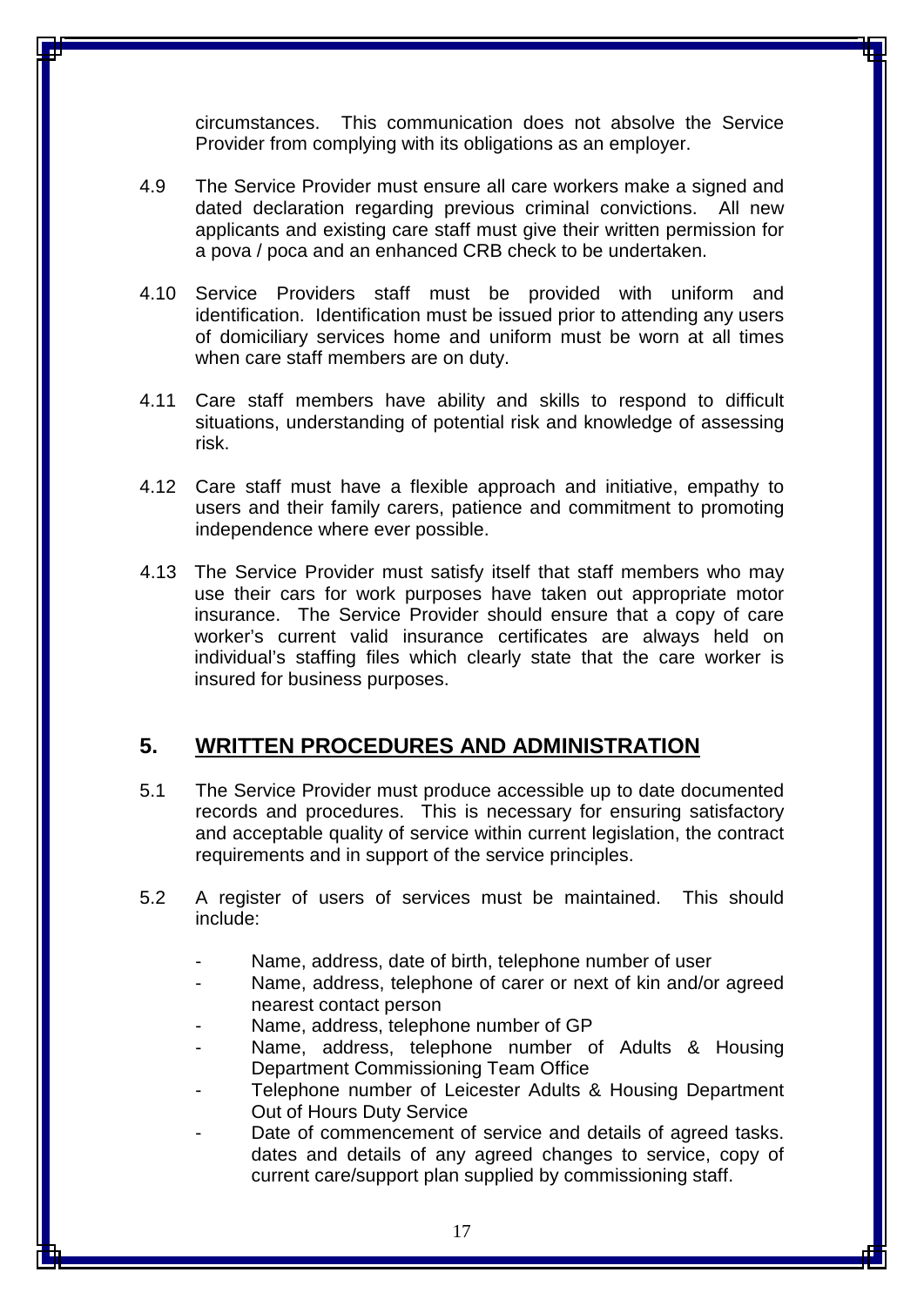circumstances. This communication does not absolve the Service Provider from complying with its obligations as an employer.

4.9 The Service Provider must ensure all care workers make a signed and dated declaration regarding previous criminal convictions. All new applicants and existing care staff must give their written permission for a pova / poca and an enhanced CRB check to be undertaken.

4.10 Service Providers staff must be provided with uniform and identification. Identification must be issued prior to attending any users of domiciliary services home and uniform must be worn at all times when care staff members are on duty.

4.11 Care staff members have ability and skills to respond to difficult situations, understanding of potential risk and knowledge of assessing risk.

4.12 Care staff must have a flexible approach and initiative, empathy to users and their family carers, patience and commitment to promoting independence where ever possible.

4.13 The Service Provider must satisfy itself that staff members who may use their cars for work purposes have taken out appropriate motor insurance. The Service Provider should ensure that a copy of care worker's current valid insurance certificates are always held on individual's staffing files which clearly state that the care worker is insured for business purposes.

## 5. WRITTEN PROCEDURES AND ADMINISTRATION

5.1 The Service Provider must produce accessible up to date documented records and procedures. This is necessary for ensuring satisfactory and acceptable quality of service within current legislation, the contract requirements and in support of the service principles.

5.2 A register of users of services must be maintained. This should include:

- Name, address, date of birth, telephone number of user
- Name, address, telephone of carer or next of kin and/or agreed nearest contact person
- Name, address, telephone number of GP
- Name, address, telephone number of Adults & Housing Department Commissioning Team Office
- Telephone number of Leicester Adults & Housing Department Out of Hours Duty Service
- Date of commencement of service and details of agreed tasks. dates and details of any agreed changes to service, copy of current care/support plan supplied by commissioning staff.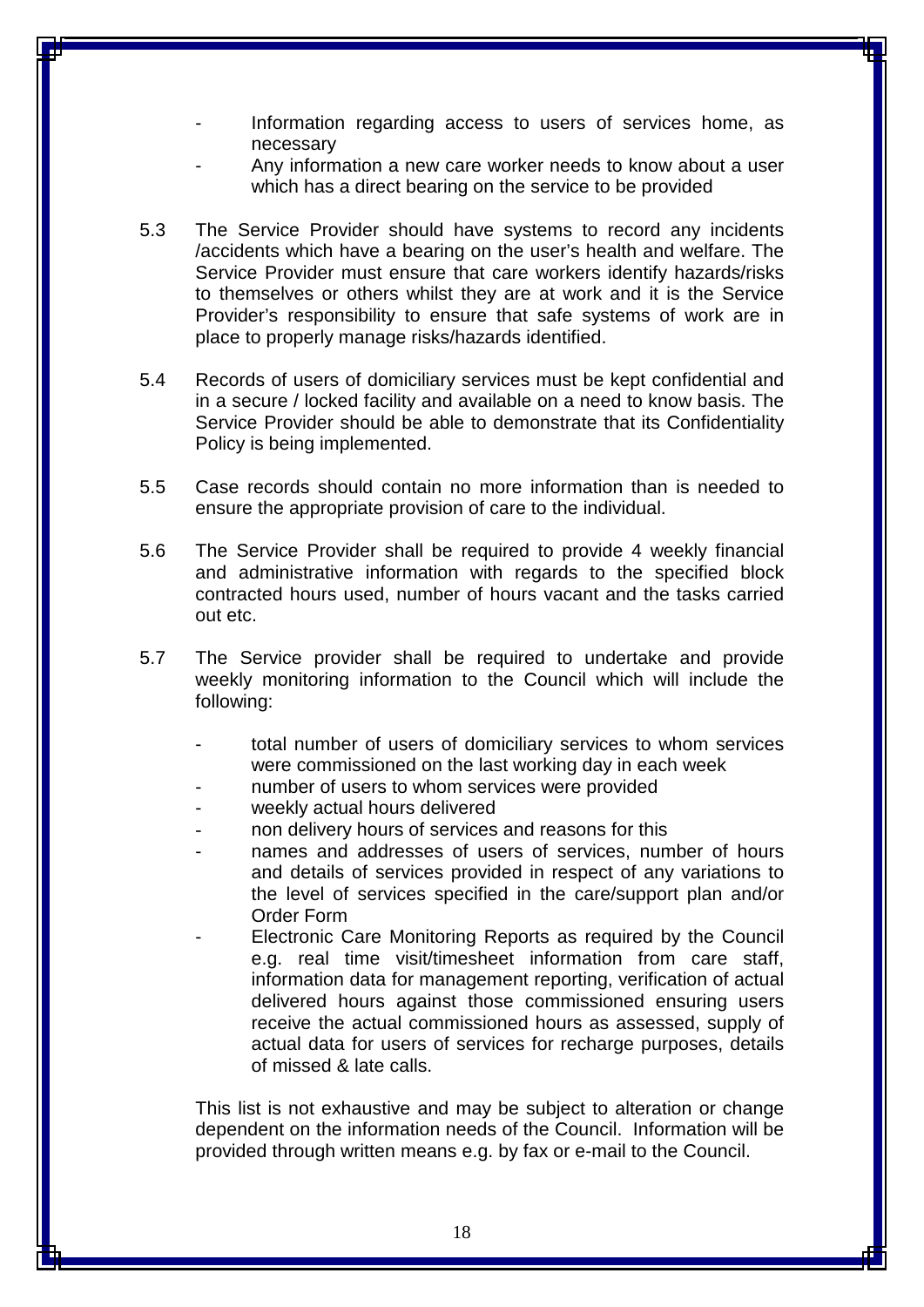- Information regarding access to users of services home, as necessary
- Any information a new care worker needs to know about a user which has a direct bearing on the service to be provided

5.3 The Service Provider should have systems to record any incidents /accidents which have a bearing on the user's health and welfare. The Service Provider must ensure that care workers identify hazards/risks to themselves or others whilst they are at work and it is the Service Provider's responsibility to ensure that safe systems of work are in place to properly manage risks/hazards identified.

5.4 Records of users of domiciliary services must be kept confidential and in a secure / locked facility and available on a need to know basis. The Service Provider should be able to demonstrate that its Confidentiality Policy is being implemented.

5.5 Case records should contain no more information than is needed to ensure the appropriate provision of care to the individual.

5.6 The Service Provider shall be required to provide 4 weekly financial and administrative information with regards to the specified block contracted hours used, number of hours vacant and the tasks carried out etc.

5.7 The Service provider shall be required to undertake and provide weekly monitoring information to the Council which will include the following:

- total number of users of domiciliary services to whom services were commissioned on the last working day in each week
- number of users to whom services were provided
- weekly actual hours delivered
- non delivery hours of services and reasons for this
- names and addresses of users of services, number of hours and details of services provided in respect of any variations to the level of services specified in the care/support plan and/or Order Form
- Electronic Care Monitoring Reports as required by the Council e.g. real time visit/timesheet information from care staff, information data for management reporting, verification of actual delivered hours against those commissioned ensuring users receive the actual commissioned hours as assessed, supply of actual data for users of services for recharge purposes, details of missed & late calls.

This list is not exhaustive and may be subject to alteration or change dependent on the information needs of the Council. Information will be provided through written means e.g. by fax or e-mail to the Council.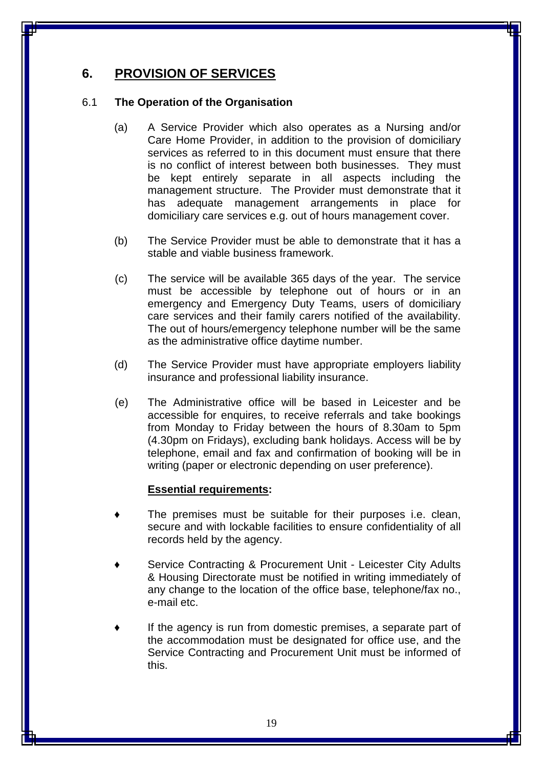## 6. PROVISION OF SERVICES

6.1 **The Operation of the Organisation**

(a) A Service Provider which also operates as a Nursing and/or Care Home Provider, in addition to the provision of domiciliary services as referred to in this document must ensure that there is no conflict of interest between both businesses. They must be kept entirely separate in all aspects including the management structure. The Provider must demonstrate that it has adequate management arrangements in place for domiciliary care services e.g. out of hours management cover.

(b) The Service Provider must be able to demonstrate that it has a stable and viable business framework.

(c) The service will be available 365 days of the year. The service must be accessible by telephone out of hours or in an emergency and Emergency Duty Teams, users of domiciliary care services and their family carers notified of the availability. The out of hours/emergency telephone number will be the same as the administrative office daytime number.

(d) The Service Provider must have appropriate employers liability insurance and professional liability insurance.

(e) The Administrative office will be based in Leicester and be accessible for enquires, to receive referrals and take bookings from Monday to Friday between the hours of 8.30am to 5pm (4.30pm on Fridays), excluding bank holidays. Access will be by telephone, email and fax and confirmation of booking will be in writing (paper or electronic depending on user preference).

**Essential requirements:**

- The premises must be suitable for their purposes i.e. clean, secure and with lockable facilities to ensure confidentiality of all records held by the agency.
- Service Contracting & Procurement Unit - Leicester City Adults & Housing Directorate must be notified in writing immediately of any change to the location of the office base, telephone/fax no., e-mail etc.
- If the agency is run from domestic premises, a separate part of the accommodation must be designated for office use, and the Service Contracting and Procurement Unit must be informed of this.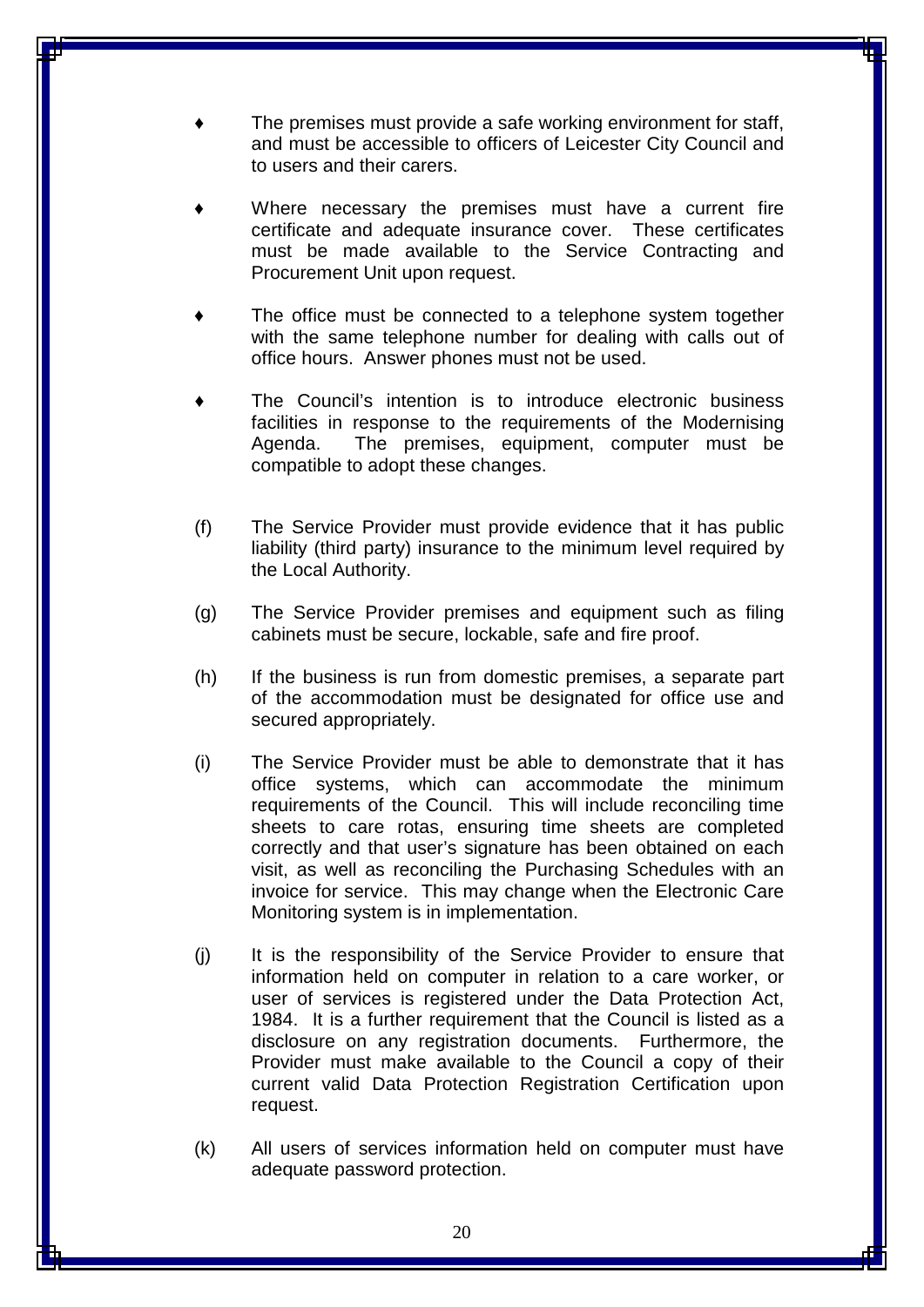- The premises must provide a safe working environment for staff, and must be accessible to officers of Leicester City Council and to users and their carers.

- Where necessary the premises must have a current fire certificate and adequate insurance cover. These certificates must be made available to the Service Contracting and Procurement Unit upon request.

- The office must be connected to a telephone system together with the same telephone number for dealing with calls out of office hours. Answer phones must not be used.

- The Council's intention is to introduce electronic business facilities in response to the requirements of the Modernising Agenda. The premises, equipment, computer must be compatible to adopt these changes.

(f) The Service Provider must provide evidence that it has public liability (third party) insurance to the minimum level required by the Local Authority.

(g) The Service Provider premises and equipment such as filing cabinets must be secure, lockable, safe and fire proof.

(h) If the business is run from domestic premises, a separate part of the accommodation must be designated for office use and secured appropriately.

(i) The Service Provider must be able to demonstrate that it has office systems, which can accommodate the minimum requirements of the Council. This will include reconciling time sheets to care rotas, ensuring time sheets are completed correctly and that user's signature has been obtained on each visit, as well as reconciling the Purchasing Schedules with an invoice for service. This may change when the Electronic Care Monitoring system is in implementation.

(j) It is the responsibility of the Service Provider to ensure that information held on computer in relation to a care worker, or user of services is registered under the Data Protection Act, 1984. It is a further requirement that the Council is listed as a disclosure on any registration documents. Furthermore, the Provider must make available to the Council a copy of their current valid Data Protection Registration Certification upon request.

(k) All users of services information held on computer must have adequate password protection.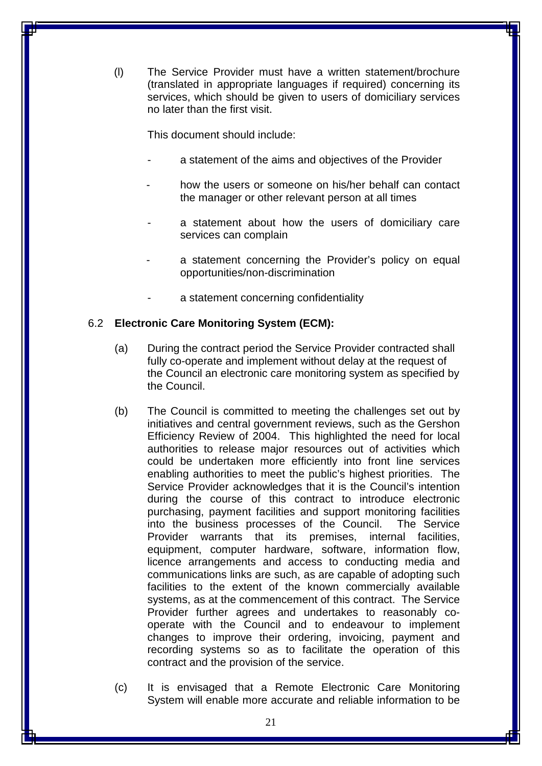(l) The Service Provider must have a written statement/brochure (translated in appropriate languages if required) concerning its services, which should be given to users of domiciliary services no later than the first visit.

This document should include:

- a statement of the aims and objectives of the Provider
- how the users or someone on his/her behalf can contact the manager or other relevant person at all times
- a statement about how the users of domiciliary care services can complain
- a statement concerning the Provider's policy on equal opportunities/non-discrimination
- a statement concerning confidentiality

6.2 **Electronic Care Monitoring System (ECM):**

(a) During the contract period the Service Provider contracted shall fully co-operate and implement without delay at the request of the Council an electronic care monitoring system as specified by the Council.

(b) The Council is committed to meeting the challenges set out by initiatives and central government reviews, such as the Gershon Efficiency Review of 2004. This highlighted the need for local authorities to release major resources out of activities which could be undertaken more efficiently into front line services enabling authorities to meet the public's highest priorities. The Service Provider acknowledges that it is the Council's intention during the course of this contract to introduce electronic purchasing, payment facilities and support monitoring facilities into the business processes of the Council. The Service Provider warrants that its premises, internal facilities, equipment, computer hardware, software, information flow, licence arrangements and access to conducting media and communications links are such, as are capable of adopting such facilities to the extent of the known commercially available systems, as at the commencement of this contract. The Service Provider further agrees and undertakes to reasonably co-operate with the Council and to endeavour to implement changes to improve their ordering, invoicing, payment and recording systems so as to facilitate the operation of this contract and the provision of the service.

(c) It is envisaged that a Remote Electronic Care Monitoring System will enable more accurate and reliable information to be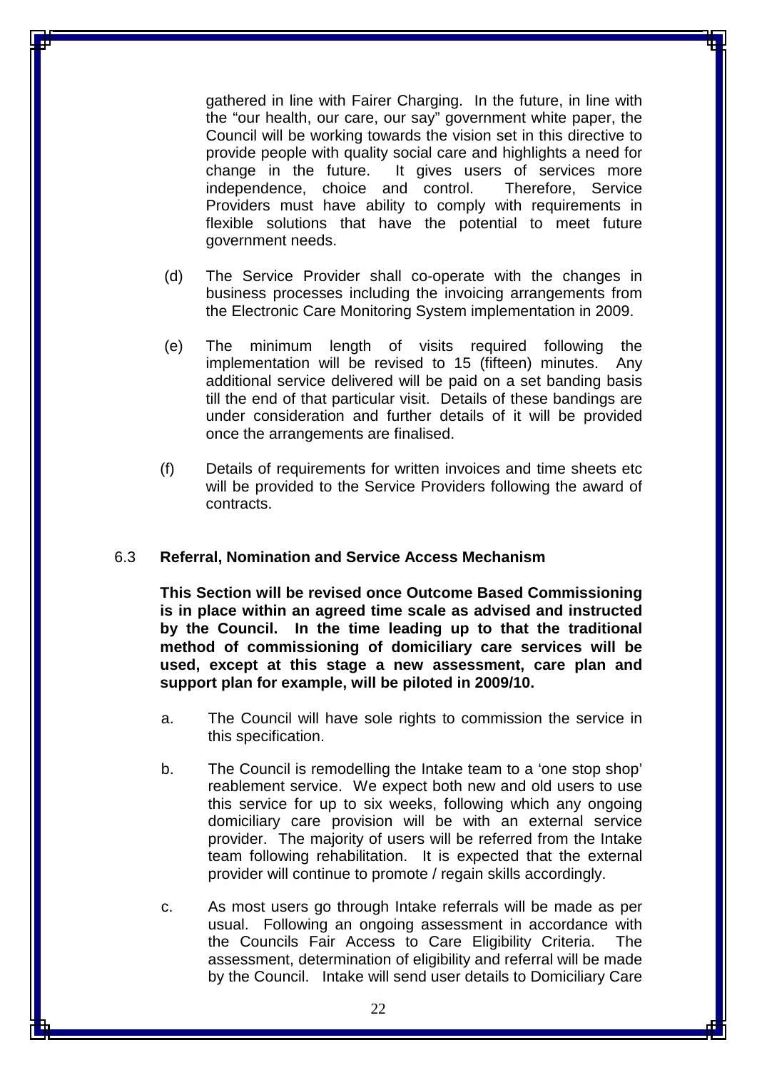gathered in line with Fairer Charging. In the future, in line with the "our health, our care, our say" government white paper, the Council will be working towards the vision set in this directive to provide people with quality social care and highlights a need for change in the future. It gives users of services more independence, choice and control. Therefore, Service Providers must have ability to comply with requirements in flexible solutions that have the potential to meet future government needs.

(d) The Service Provider shall co-operate with the changes in business processes including the invoicing arrangements from the Electronic Care Monitoring System implementation in 2009.

(e) The minimum length of visits required following the implementation will be revised to 15 (fifteen) minutes. Any additional service delivered will be paid on a set banding basis till the end of that particular visit. Details of these bandings are under consideration and further details of it will be provided once the arrangements are finalised.

(f) Details of requirements for written invoices and time sheets etc will be provided to the Service Providers following the award of contracts.

### 6.3 Referral, Nomination and Service Access Mechanism

**This Section will be revised once Outcome Based Commissioning is in place within an agreed time scale as advised and instructed by the Council. In the time leading up to that the traditional method of commissioning of domiciliary care services will be used, except at this stage a new assessment, care plan and support plan for example, will be piloted in 2009/10.**

a. The Council will have sole rights to commission the service in this specification.

b. The Council is remodelling the Intake team to a 'one stop shop' reablement service. We expect both new and old users to use this service for up to six weeks, following which any ongoing domiciliary care provision will be with an external service provider. The majority of users will be referred from the Intake team following rehabilitation. It is expected that the external provider will continue to promote / regain skills accordingly.

c. As most users go through Intake referrals will be made as per usual. Following an ongoing assessment in accordance with the Councils Fair Access to Care Eligibility Criteria. The assessment, determination of eligibility and referral will be made by the Council. Intake will send user details to Domiciliary Care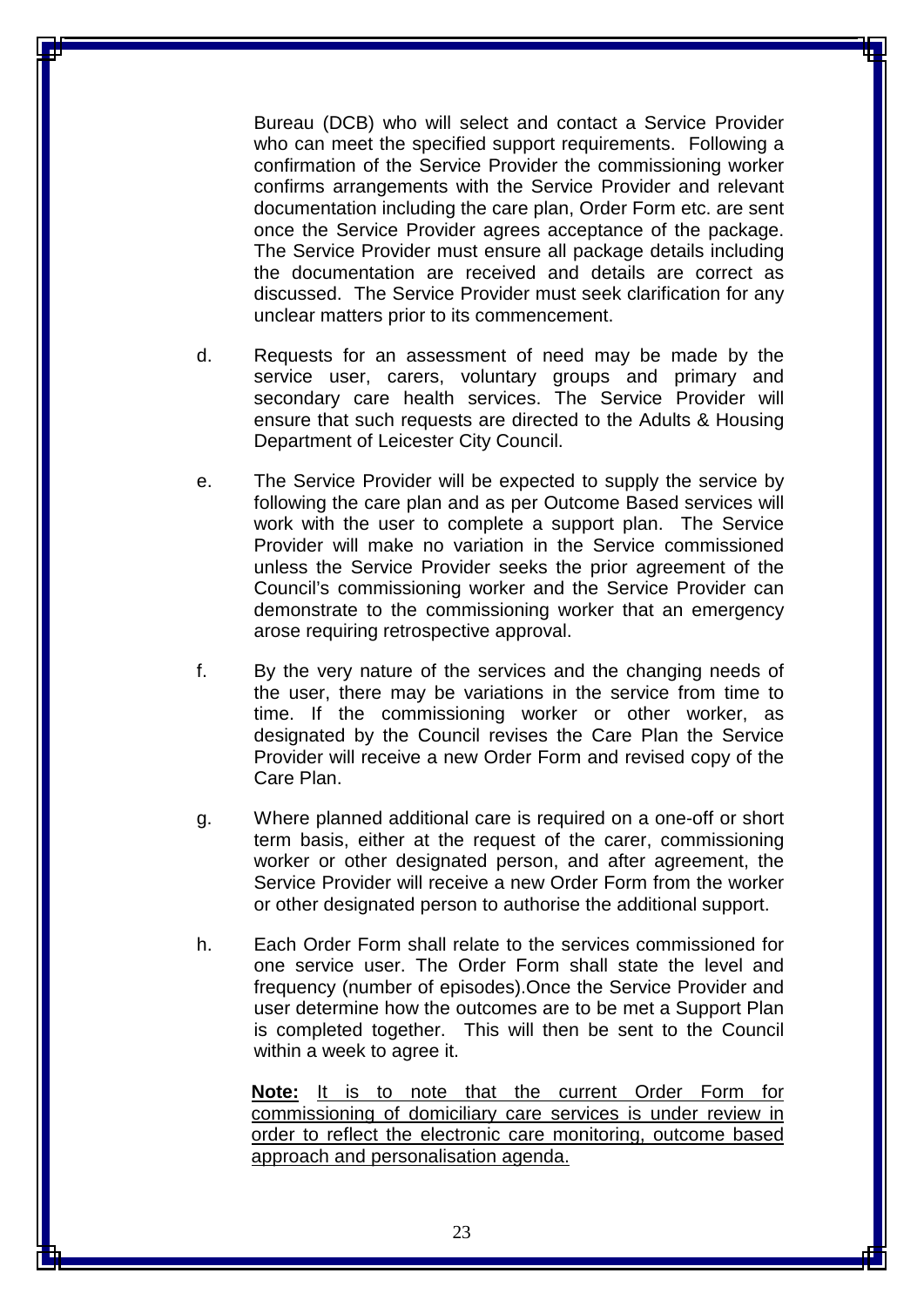Bureau (DCB) who will select and contact a Service Provider who can meet the specified support requirements. Following a confirmation of the Service Provider the commissioning worker confirms arrangements with the Service Provider and relevant documentation including the care plan, Order Form etc. are sent once the Service Provider agrees acceptance of the package. The Service Provider must ensure all package details including the documentation are received and details are correct as discussed. The Service Provider must seek clarification for any unclear matters prior to its commencement.

d. Requests for an assessment of need may be made by the service user, carers, voluntary groups and primary and secondary care health services. The Service Provider will ensure that such requests are directed to the Adults & Housing Department of Leicester City Council.

e. The Service Provider will be expected to supply the service by following the care plan and as per Outcome Based services will work with the user to complete a support plan. The Service Provider will make no variation in the Service commissioned unless the Service Provider seeks the prior agreement of the Council's commissioning worker and the Service Provider can demonstrate to the commissioning worker that an emergency arose requiring retrospective approval.

f. By the very nature of the services and the changing needs of the user, there may be variations in the service from time to time. If the commissioning worker or other worker, as designated by the Council revises the Care Plan the Service Provider will receive a new Order Form and revised copy of the Care Plan.

g. Where planned additional care is required on a one-off or short term basis, either at the request of the carer, commissioning worker or other designated person, and after agreement, the Service Provider will receive a new Order Form from the worker or other designated person to authorise the additional support.

h. Each Order Form shall relate to the services commissioned for one service user. The Order Form shall state the level and frequency (number of episodes).Once the Service Provider and user determine how the outcomes are to be met a Support Plan is completed together. This will then be sent to the Council within a week to agree it.

**Note:** It is to note that the current Order Form for commissioning of domiciliary care services is under review in order to reflect the electronic care monitoring, outcome based approach and personalisation agenda.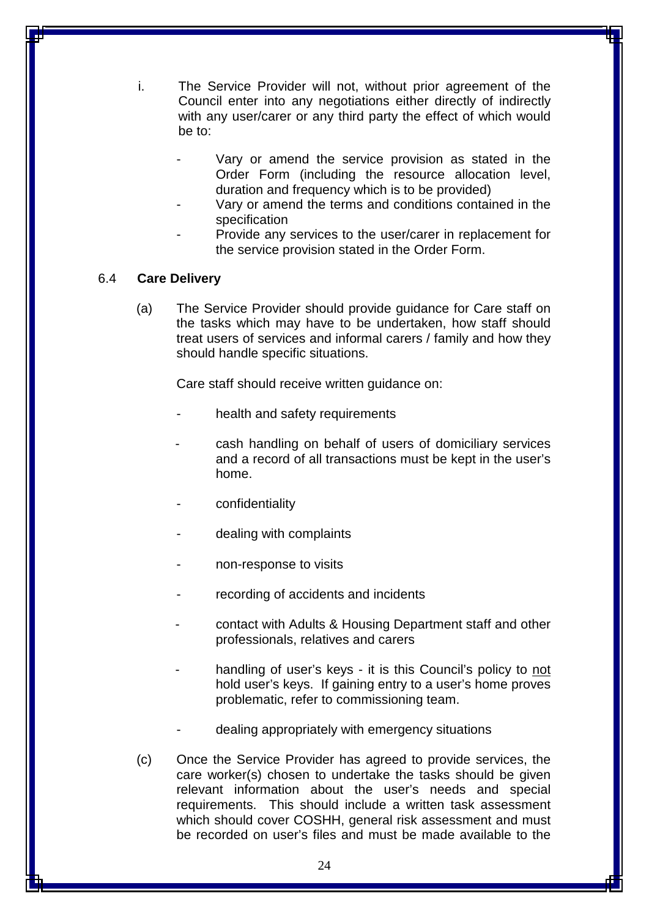i. The Service Provider will not, without prior agreement of the Council enter into any negotiations either directly of indirectly with any user/carer or any third party the effect of which would be to:

   - Vary or amend the service provision as stated in the Order Form (including the resource allocation level, duration and frequency which is to be provided)
   - Vary or amend the terms and conditions contained in the specification
   - Provide any services to the user/carer in replacement for the service provision stated in the Order Form.

### 6.4 **Care Delivery**

(a) The Service Provider should provide guidance for Care staff on the tasks which may have to be undertaken, how staff should treat users of services and informal carers / family and how they should handle specific situations.

Care staff should receive written guidance on:

- health and safety requirements
- cash handling on behalf of users of domiciliary services and a record of all transactions must be kept in the user's home.
- confidentiality
- dealing with complaints
- non-response to visits
- recording of accidents and incidents
- contact with Adults & Housing Department staff and other professionals, relatives and carers
- handling of user's keys - it is this Council's policy to <u>not</u> hold user's keys. If gaining entry to a user's home proves problematic, refer to commissioning team.
- dealing appropriately with emergency situations

(c) Once the Service Provider has agreed to provide services, the care worker(s) chosen to undertake the tasks should be given relevant information about the user's needs and special requirements. This should include a written task assessment which should cover COSHH, general risk assessment and must be recorded on user's files and must be made available to the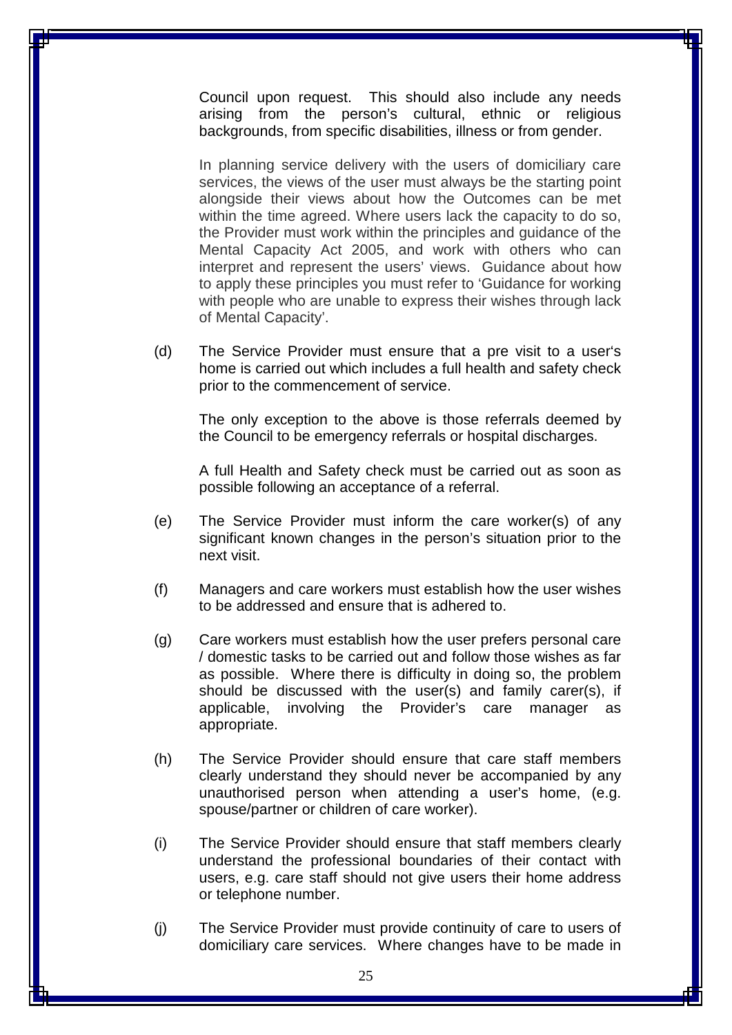Council upon request. This should also include any needs arising from the person's cultural, ethnic or religious backgrounds, from specific disabilities, illness or from gender.

In planning service delivery with the users of domiciliary care services, the views of the user must always be the starting point alongside their views about how the Outcomes can be met within the time agreed. Where users lack the capacity to do so, the Provider must work within the principles and guidance of the Mental Capacity Act 2005, and work with others who can interpret and represent the users' views. Guidance about how to apply these principles you must refer to 'Guidance for working with people who are unable to express their wishes through lack of Mental Capacity'.

(d) The Service Provider must ensure that a pre visit to a user's home is carried out which includes a full health and safety check prior to the commencement of service.

The only exception to the above is those referrals deemed by the Council to be emergency referrals or hospital discharges.

A full Health and Safety check must be carried out as soon as possible following an acceptance of a referral.

(e) The Service Provider must inform the care worker(s) of any significant known changes in the person's situation prior to the next visit.

(f) Managers and care workers must establish how the user wishes to be addressed and ensure that is adhered to.

(g) Care workers must establish how the user prefers personal care / domestic tasks to be carried out and follow those wishes as far as possible. Where there is difficulty in doing so, the problem should be discussed with the user(s) and family carer(s), if applicable, involving the Provider's care manager as appropriate.

(h) The Service Provider should ensure that care staff members clearly understand they should never be accompanied by any unauthorised person when attending a user's home, (e.g. spouse/partner or children of care worker).

(i) The Service Provider should ensure that staff members clearly understand the professional boundaries of their contact with users, e.g. care staff should not give users their home address or telephone number.

(j) The Service Provider must provide continuity of care to users of domiciliary care services. Where changes have to be made in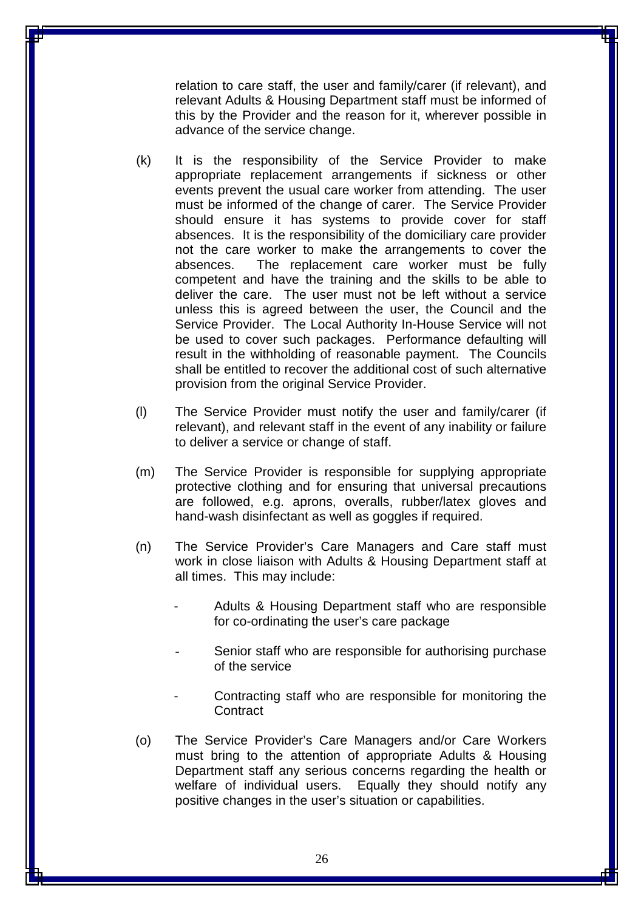relation to care staff, the user and family/carer (if relevant), and relevant Adults & Housing Department staff must be informed of this by the Provider and the reason for it, wherever possible in advance of the service change.

(k) It is the responsibility of the Service Provider to make appropriate replacement arrangements if sickness or other events prevent the usual care worker from attending. The user must be informed of the change of carer. The Service Provider should ensure it has systems to provide cover for staff absences. It is the responsibility of the domiciliary care provider not the care worker to make the arrangements to cover the absences. The replacement care worker must be fully competent and have the training and the skills to be able to deliver the care. The user must not be left without a service unless this is agreed between the user, the Council and the Service Provider. The Local Authority In-House Service will not be used to cover such packages. Performance defaulting will result in the withholding of reasonable payment. The Councils shall be entitled to recover the additional cost of such alternative provision from the original Service Provider.

(l) The Service Provider must notify the user and family/carer (if relevant), and relevant staff in the event of any inability or failure to deliver a service or change of staff.

(m) The Service Provider is responsible for supplying appropriate protective clothing and for ensuring that universal precautions are followed, e.g. aprons, overalls, rubber/latex gloves and hand-wash disinfectant as well as goggles if required.

(n) The Service Provider's Care Managers and Care staff must work in close liaison with Adults & Housing Department staff at all times. This may include:

- Adults & Housing Department staff who are responsible for co-ordinating the user's care package
- Senior staff who are responsible for authorising purchase of the service
- Contracting staff who are responsible for monitoring the Contract

(o) The Service Provider's Care Managers and/or Care Workers must bring to the attention of appropriate Adults & Housing Department staff any serious concerns regarding the health or welfare of individual users. Equally they should notify any positive changes in the user's situation or capabilities.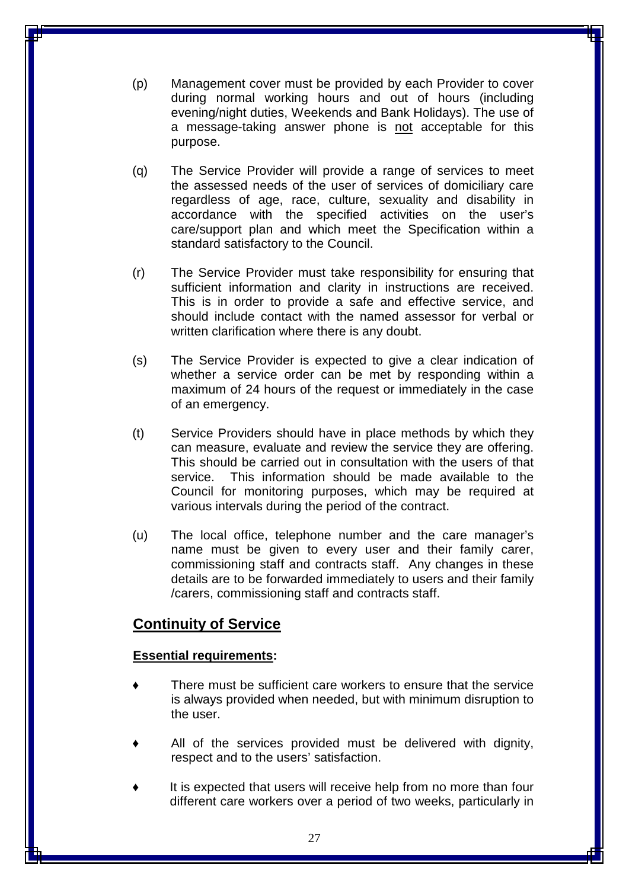(p) Management cover must be provided by each Provider to cover during normal working hours and out of hours (including evening/night duties, Weekends and Bank Holidays). The use of a message-taking answer phone is <u>not</u> acceptable for this purpose.

(q) The Service Provider will provide a range of services to meet the assessed needs of the user of services of domiciliary care regardless of age, race, culture, sexuality and disability in accordance with the specified activities on the user's care/support plan and which meet the Specification within a standard satisfactory to the Council.

(r) The Service Provider must take responsibility for ensuring that sufficient information and clarity in instructions are received. This is in order to provide a safe and effective service, and should include contact with the named assessor for verbal or written clarification where there is any doubt.

(s) The Service Provider is expected to give a clear indication of whether a service order can be met by responding within a maximum of 24 hours of the request or immediately in the case of an emergency.

(t) Service Providers should have in place methods by which they can measure, evaluate and review the service they are offering. This should be carried out in consultation with the users of that service. This information should be made available to the Council for monitoring purposes, which may be required at various intervals during the period of the contract.

(u) The local office, telephone number and the care manager's name must be given to every user and their family carer, commissioning staff and contracts staff. Any changes in these details are to be forwarded immediately to users and their family /carers, commissioning staff and contracts staff.

## Continuity of Service

**Essential requirements:**

- There must be sufficient care workers to ensure that the service is always provided when needed, but with minimum disruption to the user.
- All of the services provided must be delivered with dignity, respect and to the users' satisfaction.
- It is expected that users will receive help from no more than four different care workers over a period of two weeks, particularly in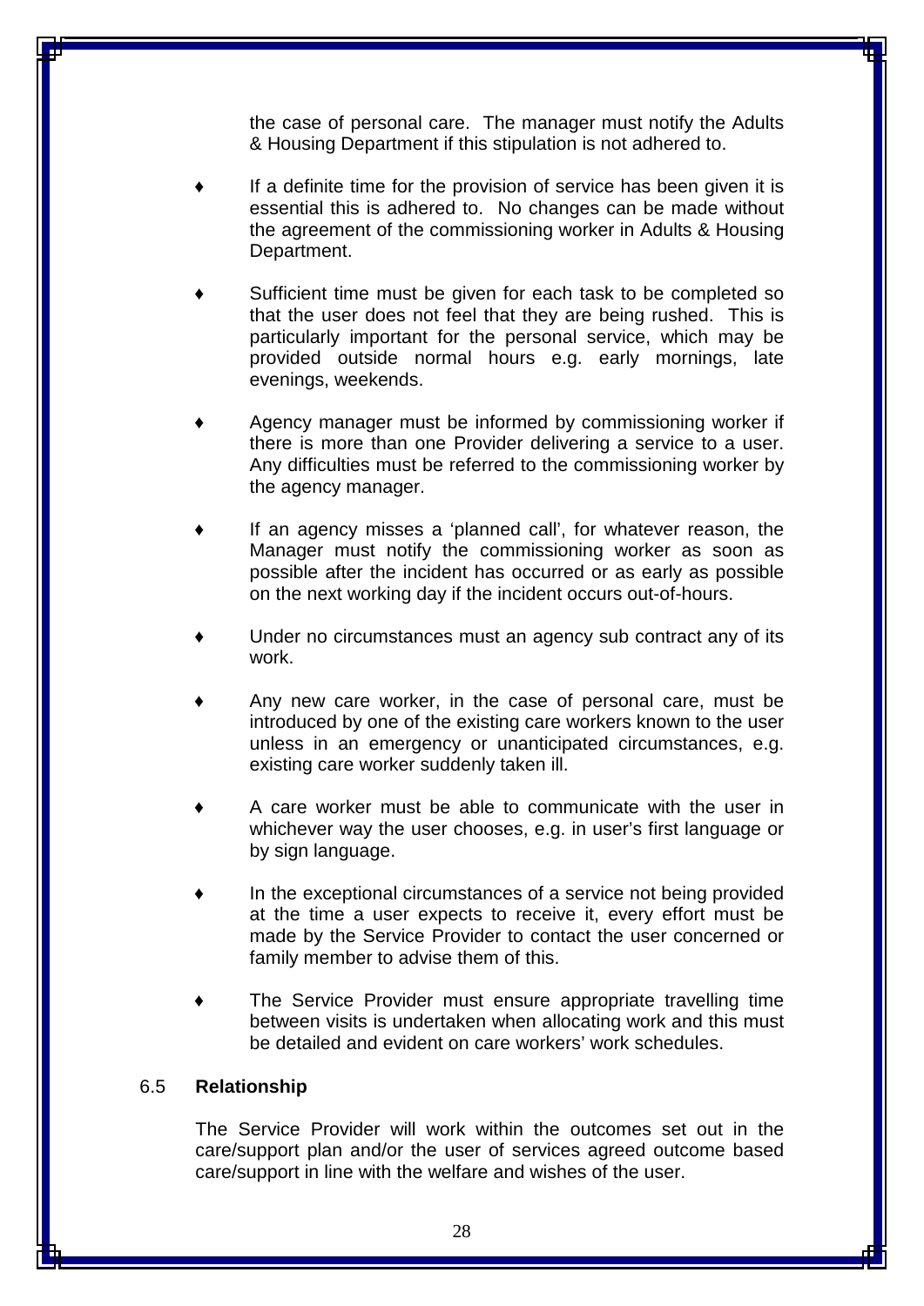the case of personal care. The manager must notify the Adults & Housing Department if this stipulation is not adhered to.

- If a definite time for the provision of service has been given it is essential this is adhered to. No changes can be made without the agreement of the commissioning worker in Adults & Housing Department.

- Sufficient time must be given for each task to be completed so that the user does not feel that they are being rushed. This is particularly important for the personal service, which may be provided outside normal hours e.g. early mornings, late evenings, weekends.

- Agency manager must be informed by commissioning worker if there is more than one Provider delivering a service to a user. Any difficulties must be referred to the commissioning worker by the agency manager.

- If an agency misses a 'planned call', for whatever reason, the Manager must notify the commissioning worker as soon as possible after the incident has occurred or as early as possible on the next working day if the incident occurs out-of-hours.

- Under no circumstances must an agency sub contract any of its work.

- Any new care worker, in the case of personal care, must be introduced by one of the existing care workers known to the user unless in an emergency or unanticipated circumstances, e.g. existing care worker suddenly taken ill.

- A care worker must be able to communicate with the user in whichever way the user chooses, e.g. in user's first language or by sign language.

- In the exceptional circumstances of a service not being provided at the time a user expects to receive it, every effort must be made by the Service Provider to contact the user concerned or family member to advise them of this.

- The Service Provider must ensure appropriate travelling time between visits is undertaken when allocating work and this must be detailed and evident on care workers' work schedules.

### 6.5 **Relationship**

The Service Provider will work within the outcomes set out in the care/support plan and/or the user of services agreed outcome based care/support in line with the welfare and wishes of the user.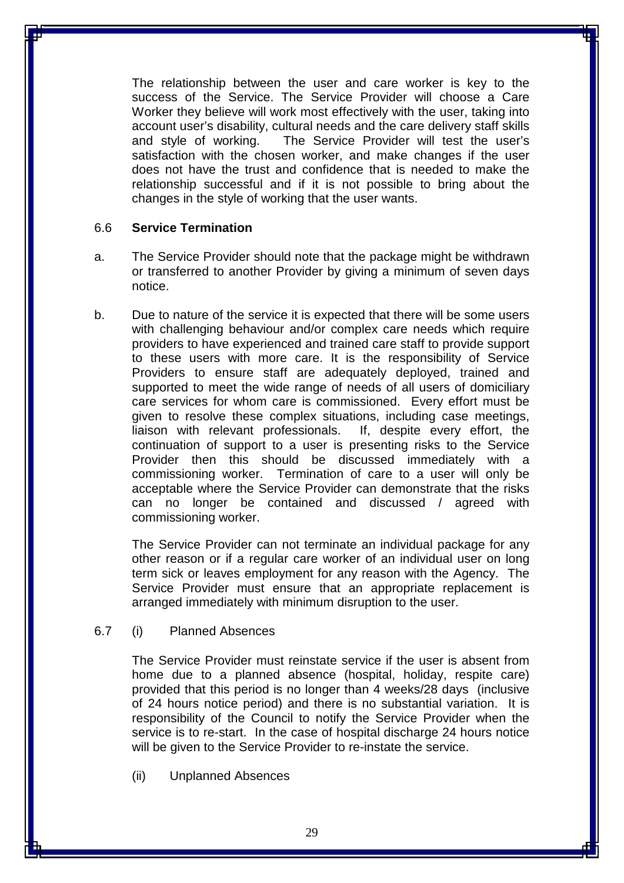The relationship between the user and care worker is key to the success of the Service. The Service Provider will choose a Care Worker they believe will work most effectively with the user, taking into account user's disability, cultural needs and the care delivery staff skills and style of working. The Service Provider will test the user's satisfaction with the chosen worker, and make changes if the user does not have the trust and confidence that is needed to make the relationship successful and if it is not possible to bring about the changes in the style of working that the user wants.

6.6 **Service Termination**

a. The Service Provider should note that the package might be withdrawn or transferred to another Provider by giving a minimum of seven days notice.

b. Due to nature of the service it is expected that there will be some users with challenging behaviour and/or complex care needs which require providers to have experienced and trained care staff to provide support to these users with more care. It is the responsibility of Service Providers to ensure staff are adequately deployed, trained and supported to meet the wide range of needs of all users of domiciliary care services for whom care is commissioned. Every effort must be given to resolve these complex situations, including case meetings, liaison with relevant professionals. If, despite every effort, the continuation of support to a user is presenting risks to the Service Provider then this should be discussed immediately with a commissioning worker. Termination of care to a user will only be acceptable where the Service Provider can demonstrate that the risks can no longer be contained and discussed / agreed with commissioning worker.

The Service Provider can not terminate an individual package for any other reason or if a regular care worker of an individual user on long term sick or leaves employment for any reason with the Agency. The Service Provider must ensure that an appropriate replacement is arranged immediately with minimum disruption to the user.

6.7 (i) Planned Absences

The Service Provider must reinstate service if the user is absent from home due to a planned absence (hospital, holiday, respite care) provided that this period is no longer than 4 weeks/28 days (inclusive of 24 hours notice period) and there is no substantial variation. It is responsibility of the Council to notify the Service Provider when the service is to re-start. In the case of hospital discharge 24 hours notice will be given to the Service Provider to re-instate the service.

(ii) Unplanned Absences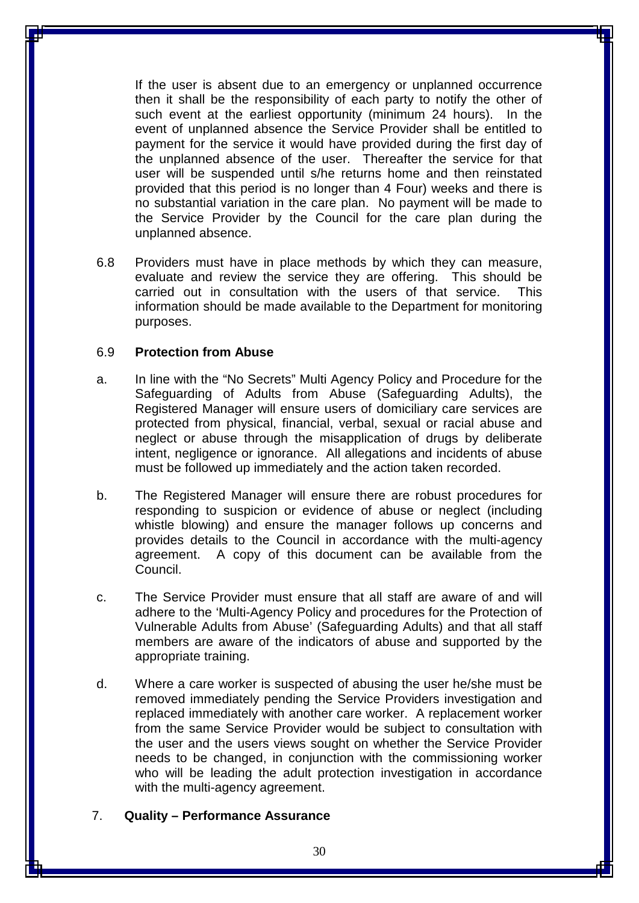If the user is absent due to an emergency or unplanned occurrence then it shall be the responsibility of each party to notify the other of such event at the earliest opportunity (minimum 24 hours). In the event of unplanned absence the Service Provider shall be entitled to payment for the service it would have provided during the first day of the unplanned absence of the user. Thereafter the service for that user will be suspended until s/he returns home and then reinstated provided that this period is no longer than 4 Four) weeks and there is no substantial variation in the care plan. No payment will be made to the Service Provider by the Council for the care plan during the unplanned absence.

6.8 Providers must have in place methods by which they can measure, evaluate and review the service they are offering. This should be carried out in consultation with the users of that service. This information should be made available to the Department for monitoring purposes.

6.9 **Protection from Abuse**

a. In line with the "No Secrets" Multi Agency Policy and Procedure for the Safeguarding of Adults from Abuse (Safeguarding Adults), the Registered Manager will ensure users of domiciliary care services are protected from physical, financial, verbal, sexual or racial abuse and neglect or abuse through the misapplication of drugs by deliberate intent, negligence or ignorance. All allegations and incidents of abuse must be followed up immediately and the action taken recorded.

b. The Registered Manager will ensure there are robust procedures for responding to suspicion or evidence of abuse or neglect (including whistle blowing) and ensure the manager follows up concerns and provides details to the Council in accordance with the multi-agency agreement. A copy of this document can be available from the Council.

c. The Service Provider must ensure that all staff are aware of and will adhere to the 'Multi-Agency Policy and procedures for the Protection of Vulnerable Adults from Abuse' (Safeguarding Adults) and that all staff members are aware of the indicators of abuse and supported by the appropriate training.

d. Where a care worker is suspected of abusing the user he/she must be removed immediately pending the Service Providers investigation and replaced immediately with another care worker. A replacement worker from the same Service Provider would be subject to consultation with the user and the users views sought on whether the Service Provider needs to be changed, in conjunction with the commissioning worker who will be leading the adult protection investigation in accordance with the multi-agency agreement.

## 7. Quality – Performance Assurance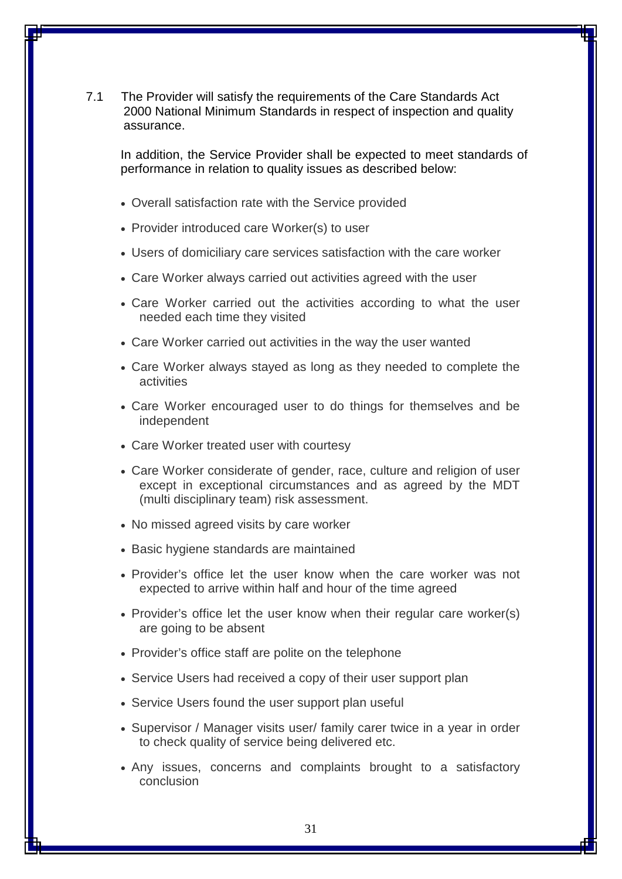7.1 The Provider will satisfy the requirements of the Care Standards Act 2000 National Minimum Standards in respect of inspection and quality assurance.

In addition, the Service Provider shall be expected to meet standards of performance in relation to quality issues as described below:

- Overall satisfaction rate with the Service provided
- Provider introduced care Worker(s) to user
- Users of domiciliary care services satisfaction with the care worker
- Care Worker always carried out activities agreed with the user
- Care Worker carried out the activities according to what the user needed each time they visited
- Care Worker carried out activities in the way the user wanted
- Care Worker always stayed as long as they needed to complete the activities
- Care Worker encouraged user to do things for themselves and be independent
- Care Worker treated user with courtesy
- Care Worker considerate of gender, race, culture and religion of user except in exceptional circumstances and as agreed by the MDT (multi disciplinary team) risk assessment.
- No missed agreed visits by care worker
- Basic hygiene standards are maintained
- Provider's office let the user know when the care worker was not expected to arrive within half and hour of the time agreed
- Provider's office let the user know when their regular care worker(s) are going to be absent
- Provider's office staff are polite on the telephone
- Service Users had received a copy of their user support plan
- Service Users found the user support plan useful
- Supervisor / Manager visits user/ family carer twice in a year in order to check quality of service being delivered etc.
- Any issues, concerns and complaints brought to a satisfactory conclusion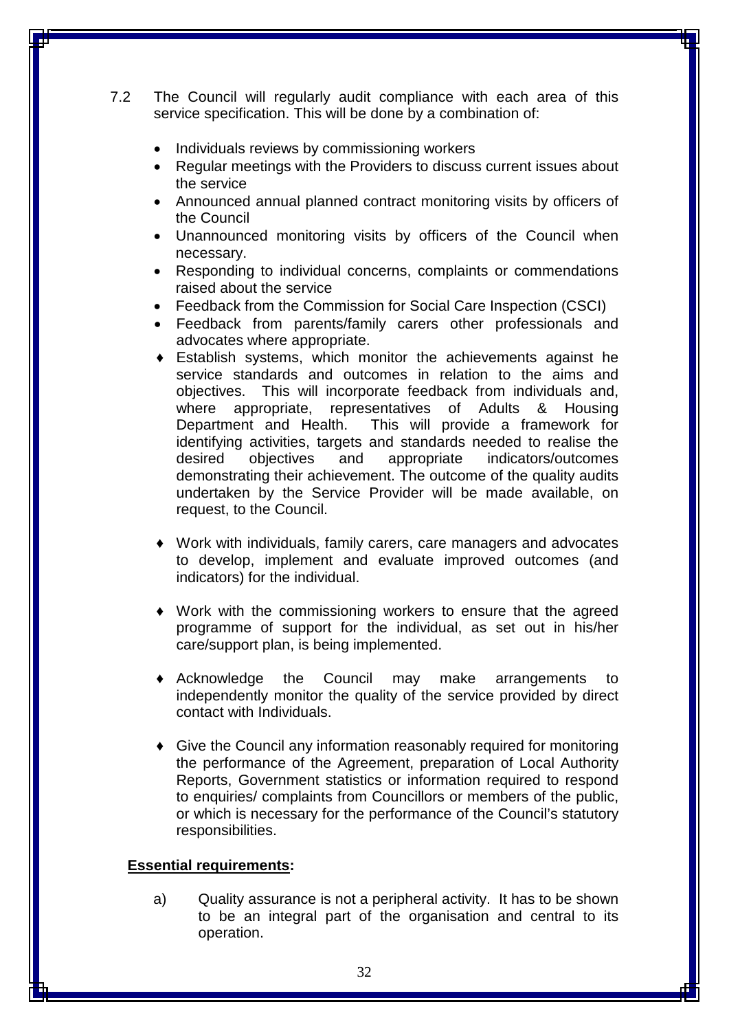7.2 The Council will regularly audit compliance with each area of this service specification. This will be done by a combination of:

- Individuals reviews by commissioning workers
- Regular meetings with the Providers to discuss current issues about the service
- Announced annual planned contract monitoring visits by officers of the Council
- Unannounced monitoring visits by officers of the Council when necessary.
- Responding to individual concerns, complaints or commendations raised about the service
- Feedback from the Commission for Social Care Inspection (CSCI)
- Feedback from parents/family carers other professionals and advocates where appropriate.

- ♦ Establish systems, which monitor the achievements against he service standards and outcomes in relation to the aims and objectives. This will incorporate feedback from individuals and, where appropriate, representatives of Adults & Housing Department and Health. This will provide a framework for identifying activities, targets and standards needed to realise the desired objectives and appropriate indicators/outcomes demonstrating their achievement. The outcome of the quality audits undertaken by the Service Provider will be made available, on request, to the Council.

- ♦ Work with individuals, family carers, care managers and advocates to develop, implement and evaluate improved outcomes (and indicators) for the individual.

- ♦ Work with the commissioning workers to ensure that the agreed programme of support for the individual, as set out in his/her care/support plan, is being implemented.

- ♦ Acknowledge the Council may make arrangements to independently monitor the quality of the service provided by direct contact with Individuals.

- ♦ Give the Council any information reasonably required for monitoring the performance of the Agreement, preparation of Local Authority Reports, Government statistics or information required to respond to enquiries/ complaints from Councillors or members of the public, or which is necessary for the performance of the Council's statutory responsibilities.

**Essential requirements:**

a) Quality assurance is not a peripheral activity. It has to be shown to be an integral part of the organisation and central to its operation.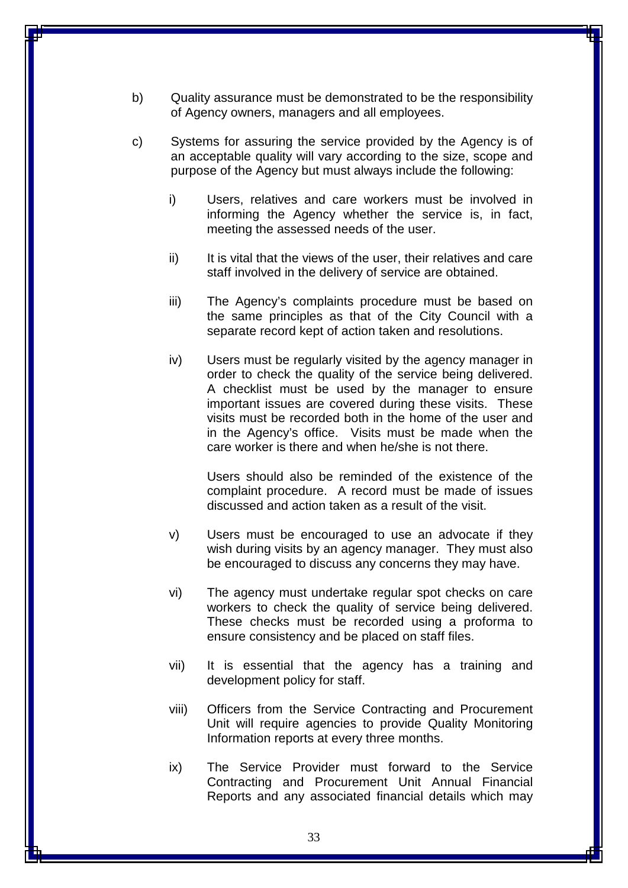b) Quality assurance must be demonstrated to be the responsibility of Agency owners, managers and all employees.

c) Systems for assuring the service provided by the Agency is of an acceptable quality will vary according to the size, scope and purpose of the Agency but must always include the following:

   i) Users, relatives and care workers must be involved in informing the Agency whether the service is, in fact, meeting the assessed needs of the user.

   ii) It is vital that the views of the user, their relatives and care staff involved in the delivery of service are obtained.

   iii) The Agency's complaints procedure must be based on the same principles as that of the City Council with a separate record kept of action taken and resolutions.

   iv) Users must be regularly visited by the agency manager in order to check the quality of the service being delivered. A checklist must be used by the manager to ensure important issues are covered during these visits. These visits must be recorded both in the home of the user and in the Agency's office. Visits must be made when the care worker is there and when he/she is not there.

   Users should also be reminded of the existence of the complaint procedure. A record must be made of issues discussed and action taken as a result of the visit.

   v) Users must be encouraged to use an advocate if they wish during visits by an agency manager. They must also be encouraged to discuss any concerns they may have.

   vi) The agency must undertake regular spot checks on care workers to check the quality of service being delivered. These checks must be recorded using a proforma to ensure consistency and be placed on staff files.

   vii) It is essential that the agency has a training and development policy for staff.

   viii) Officers from the Service Contracting and Procurement Unit will require agencies to provide Quality Monitoring Information reports at every three months.

   ix) The Service Provider must forward to the Service Contracting and Procurement Unit Annual Financial Reports and any associated financial details which may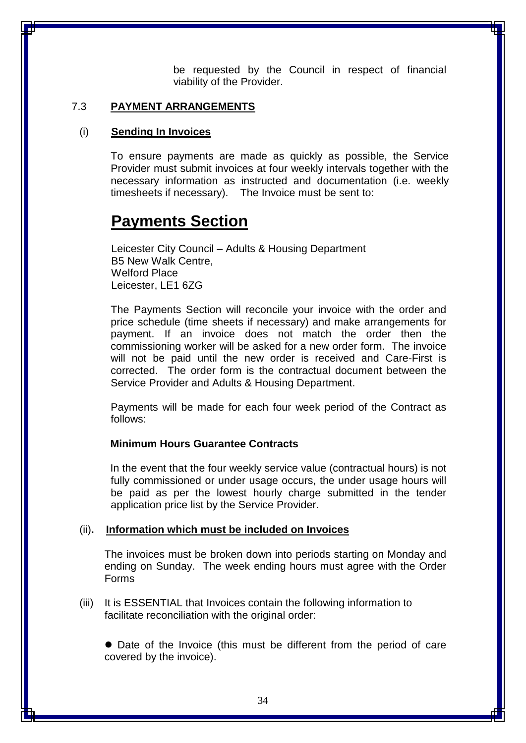be requested by the Council in respect of financial viability of the Provider.

## 7.3 PAYMENT ARRANGEMENTS

### (i) Sending In Invoices

To ensure payments are made as quickly as possible, the Service Provider must submit invoices at four weekly intervals together with the necessary information as instructed and documentation (i.e. weekly timesheets if necessary). The Invoice must be sent to:

# Payments Section

Leicester City Council – Adults & Housing Department
B5 New Walk Centre,
Welford Place
Leicester, LE1 6ZG

The Payments Section will reconcile your invoice with the order and price schedule (time sheets if necessary) and make arrangements for payment. If an invoice does not match the order then the commissioning worker will be asked for a new order form. The invoice will not be paid until the new order is received and Care-First is corrected. The order form is the contractual document between the Service Provider and Adults & Housing Department.

Payments will be made for each four week period of the Contract as follows:

**Minimum Hours Guarantee Contracts**

In the event that the four weekly service value (contractual hours) is not fully commissioned or under usage occurs, the under usage hours will be paid as per the lowest hourly charge submitted in the tender application price list by the Service Provider.

### (ii). Information which must be included on Invoices

The invoices must be broken down into periods starting on Monday and ending on Sunday. The week ending hours must agree with the Order Forms

(iii) It is ESSENTIAL that Invoices contain the following information to facilitate reconciliation with the original order:

- Date of the Invoice (this must be different from the period of care covered by the invoice).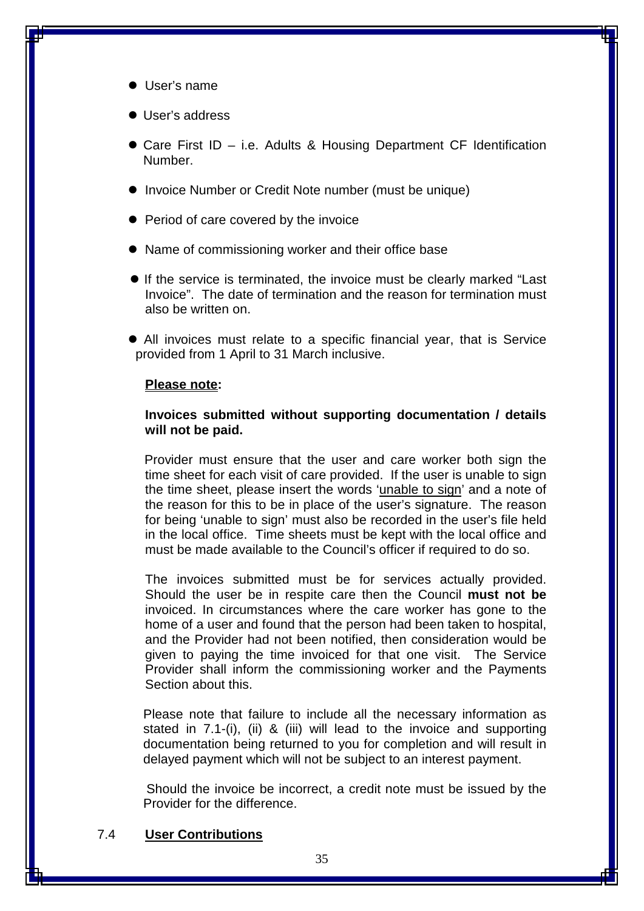- User's name
- User's address
- Care First ID – i.e. Adults & Housing Department CF Identification Number.
- Invoice Number or Credit Note number (must be unique)
- Period of care covered by the invoice
- Name of commissioning worker and their office base
- If the service is terminated, the invoice must be clearly marked "Last Invoice". The date of termination and the reason for termination must also be written on.
- All invoices must relate to a specific financial year, that is Service provided from 1 April to 31 March inclusive.

**Please note:**

**Invoices submitted without supporting documentation / details will not be paid.**

Provider must ensure that the user and care worker both sign the time sheet for each visit of care provided. If the user is unable to sign the time sheet, please insert the words 'unable to sign' and a note of the reason for this to be in place of the user's signature. The reason for being 'unable to sign' must also be recorded in the user's file held in the local office. Time sheets must be kept with the local office and must be made available to the Council's officer if required to do so.

The invoices submitted must be for services actually provided. Should the user be in respite care then the Council **must not be** invoiced. In circumstances where the care worker has gone to the home of a user and found that the person had been taken to hospital, and the Provider had not been notified, then consideration would be given to paying the time invoiced for that one visit. The Service Provider shall inform the commissioning worker and the Payments Section about this.

Please note that failure to include all the necessary information as stated in 7.1-(i), (ii) & (iii) will lead to the invoice and supporting documentation being returned to you for completion and will result in delayed payment which will not be subject to an interest payment.

Should the invoice be incorrect, a credit note must be issued by the Provider for the difference.

## 7.4 User Contributions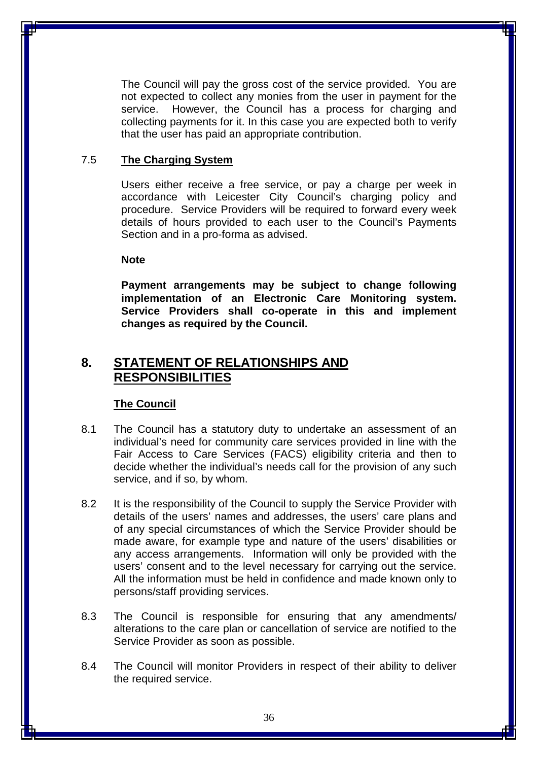The Council will pay the gross cost of the service provided. You are not expected to collect any monies from the user in payment for the service. However, the Council has a process for charging and collecting payments for it. In this case you are expected both to verify that the user has paid an appropriate contribution.

7.5 **The Charging System**

Users either receive a free service, or pay a charge per week in accordance with Leicester City Council's charging policy and procedure. Service Providers will be required to forward every week details of hours provided to each user to the Council's Payments Section and in a pro-forma as advised.

**Note**

**Payment arrangements may be subject to change following implementation of an Electronic Care Monitoring system. Service Providers shall co-operate in this and implement changes as required by the Council.**

## 8. STATEMENT OF RELATIONSHIPS AND RESPONSIBILITIES

### The Council

8.1 The Council has a statutory duty to undertake an assessment of an individual's need for community care services provided in line with the Fair Access to Care Services (FACS) eligibility criteria and then to decide whether the individual's needs call for the provision of any such service, and if so, by whom.

8.2 It is the responsibility of the Council to supply the Service Provider with details of the users' names and addresses, the users' care plans and of any special circumstances of which the Service Provider should be made aware, for example type and nature of the users' disabilities or any access arrangements. Information will only be provided with the users' consent and to the level necessary for carrying out the service. All the information must be held in confidence and made known only to persons/staff providing services.

8.3 The Council is responsible for ensuring that any amendments/ alterations to the care plan or cancellation of service are notified to the Service Provider as soon as possible.

8.4 The Council will monitor Providers in respect of their ability to deliver the required service.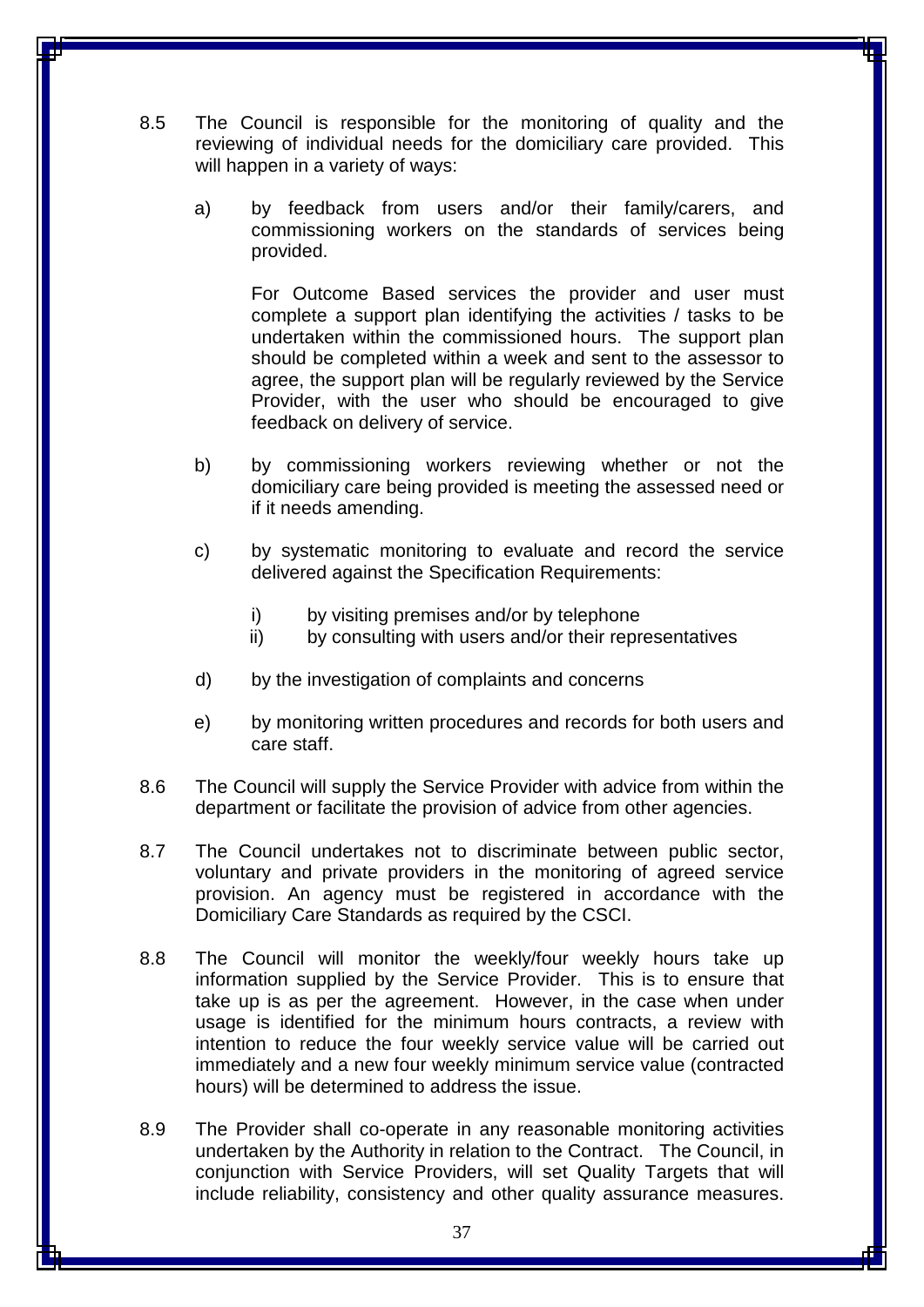8.5 The Council is responsible for the monitoring of quality and the reviewing of individual needs for the domiciliary care provided. This will happen in a variety of ways:

a) by feedback from users and/or their family/carers, and commissioning workers on the standards of services being provided.

   For Outcome Based services the provider and user must complete a support plan identifying the activities / tasks to be undertaken within the commissioned hours. The support plan should be completed within a week and sent to the assessor to agree, the support plan will be regularly reviewed by the Service Provider, with the user who should be encouraged to give feedback on delivery of service.

b) by commissioning workers reviewing whether or not the domiciliary care being provided is meeting the assessed need or if it needs amending.

c) by systematic monitoring to evaluate and record the service delivered against the Specification Requirements:

   i) by visiting premises and/or by telephone
   ii) by consulting with users and/or their representatives

d) by the investigation of complaints and concerns

e) by monitoring written procedures and records for both users and care staff.

8.6 The Council will supply the Service Provider with advice from within the department or facilitate the provision of advice from other agencies.

8.7 The Council undertakes not to discriminate between public sector, voluntary and private providers in the monitoring of agreed service provision. An agency must be registered in accordance with the Domiciliary Care Standards as required by the CSCI.

8.8 The Council will monitor the weekly/four weekly hours take up information supplied by the Service Provider. This is to ensure that take up is as per the agreement. However, in the case when under usage is identified for the minimum hours contracts, a review with intention to reduce the four weekly service value will be carried out immediately and a new four weekly minimum service value (contracted hours) will be determined to address the issue.

8.9 The Provider shall co-operate in any reasonable monitoring activities undertaken by the Authority in relation to the Contract. The Council, in conjunction with Service Providers, will set Quality Targets that will include reliability, consistency and other quality assurance measures.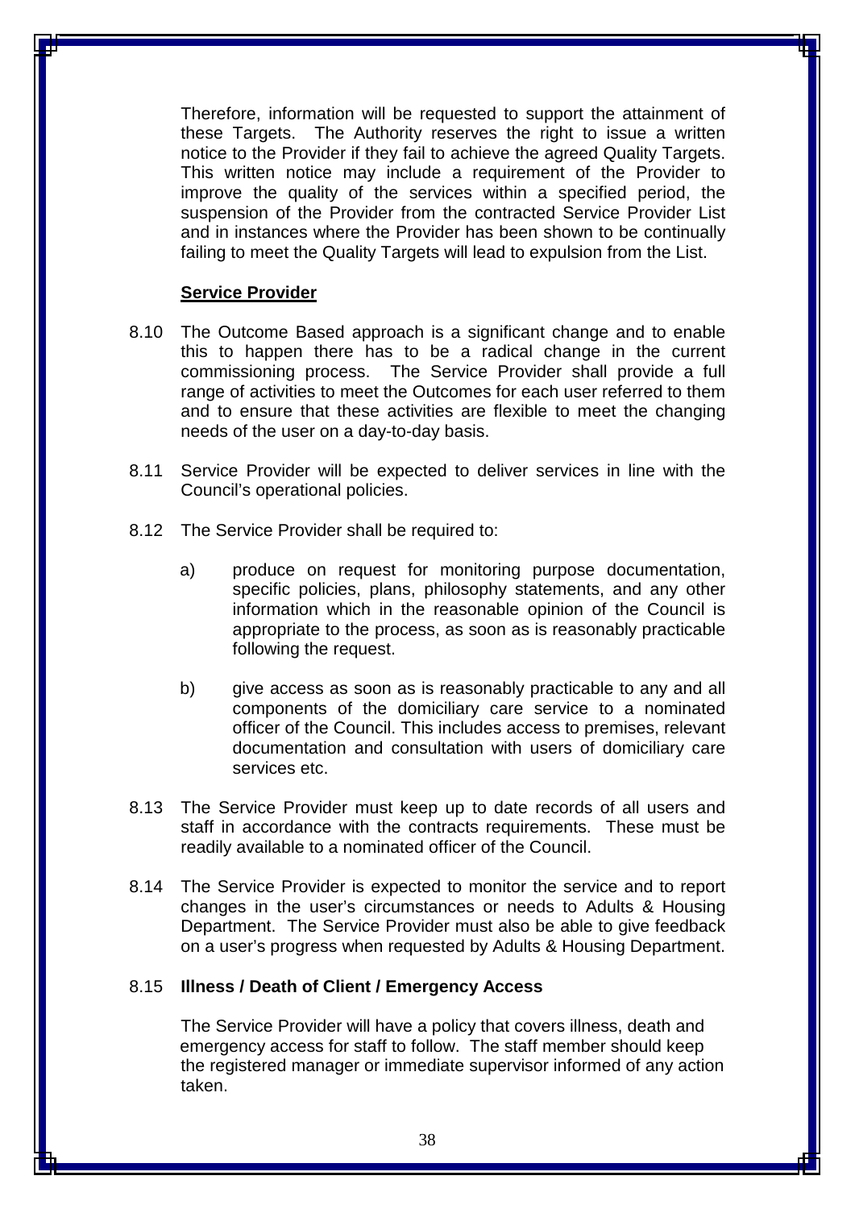Therefore, information will be requested to support the attainment of these Targets. The Authority reserves the right to issue a written notice to the Provider if they fail to achieve the agreed Quality Targets. This written notice may include a requirement of the Provider to improve the quality of the services within a specified period, the suspension of the Provider from the contracted Service Provider List and in instances where the Provider has been shown to be continually failing to meet the Quality Targets will lead to expulsion from the List.

**Service Provider**

8.10 The Outcome Based approach is a significant change and to enable this to happen there has to be a radical change in the current commissioning process. The Service Provider shall provide a full range of activities to meet the Outcomes for each user referred to them and to ensure that these activities are flexible to meet the changing needs of the user on a day-to-day basis.

8.11 Service Provider will be expected to deliver services in line with the Council's operational policies.

8.12 The Service Provider shall be required to:

a) produce on request for monitoring purpose documentation, specific policies, plans, philosophy statements, and any other information which in the reasonable opinion of the Council is appropriate to the process, as soon as is reasonably practicable following the request.

b) give access as soon as is reasonably practicable to any and all components of the domiciliary care service to a nominated officer of the Council. This includes access to premises, relevant documentation and consultation with users of domiciliary care services etc.

8.13 The Service Provider must keep up to date records of all users and staff in accordance with the contracts requirements. These must be readily available to a nominated officer of the Council.

8.14 The Service Provider is expected to monitor the service and to report changes in the user's circumstances or needs to Adults & Housing Department. The Service Provider must also be able to give feedback on a user's progress when requested by Adults & Housing Department.

8.15 **Illness / Death of Client / Emergency Access**

The Service Provider will have a policy that covers illness, death and emergency access for staff to follow. The staff member should keep the registered manager or immediate supervisor informed of any action taken.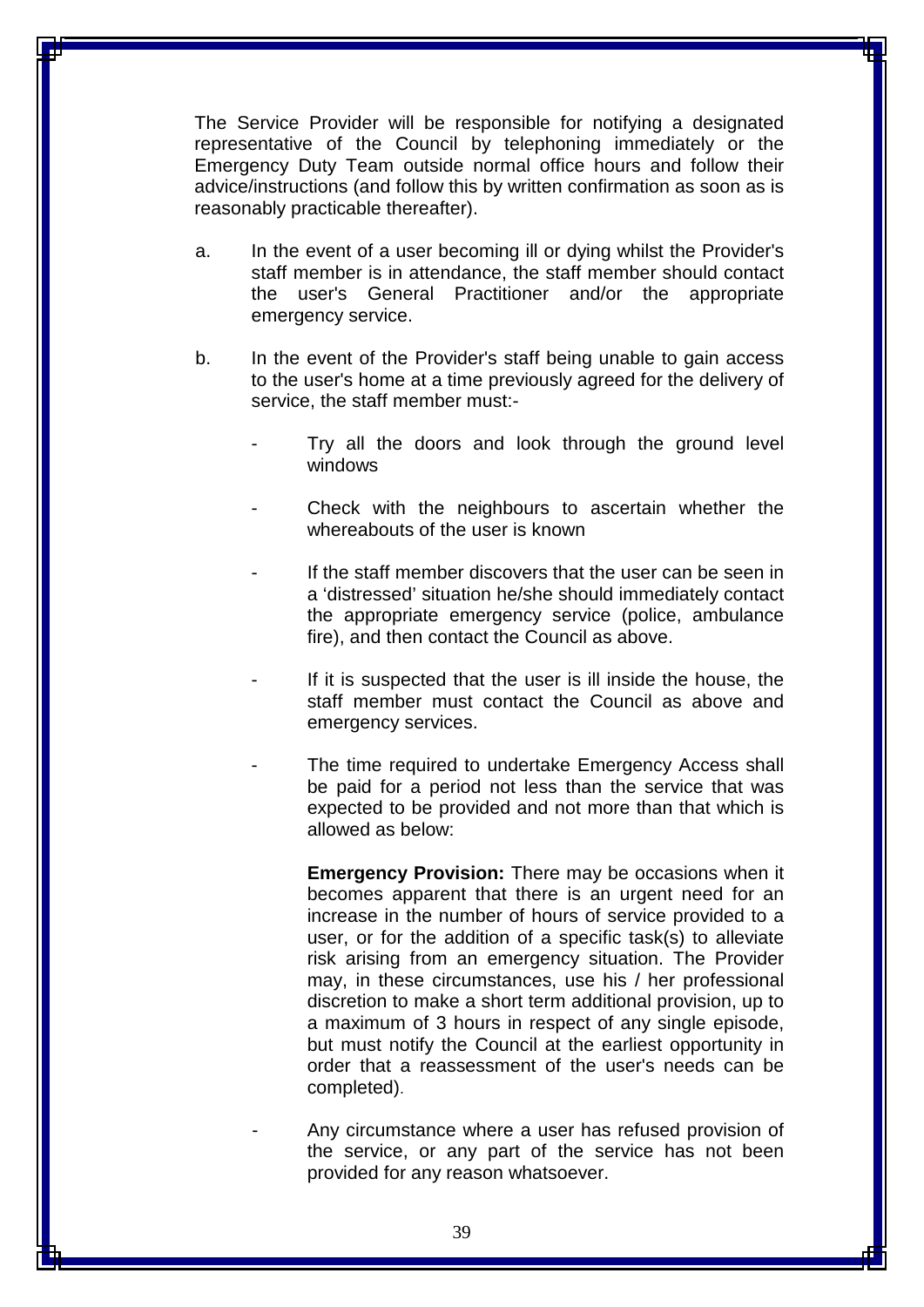The Service Provider will be responsible for notifying a designated representative of the Council by telephoning immediately or the Emergency Duty Team outside normal office hours and follow their advice/instructions (and follow this by written confirmation as soon as is reasonably practicable thereafter).

a. In the event of a user becoming ill or dying whilst the Provider's staff member is in attendance, the staff member should contact the user's General Practitioner and/or the appropriate emergency service.

b. In the event of the Provider's staff being unable to gain access to the user's home at a time previously agreed for the delivery of service, the staff member must:-

  - Try all the doors and look through the ground level windows

  - Check with the neighbours to ascertain whether the whereabouts of the user is known

  - If the staff member discovers that the user can be seen in a 'distressed' situation he/she should immediately contact the appropriate emergency service (police, ambulance fire), and then contact the Council as above.

  - If it is suspected that the user is ill inside the house, the staff member must contact the Council as above and emergency services.

  - The time required to undertake Emergency Access shall be paid for a period not less than the service that was expected to be provided and not more than that which is allowed as below:

    **Emergency Provision:** There may be occasions when it becomes apparent that there is an urgent need for an increase in the number of hours of service provided to a user, or for the addition of a specific task(s) to alleviate risk arising from an emergency situation. The Provider may, in these circumstances, use his / her professional discretion to make a short term additional provision, up to a maximum of 3 hours in respect of any single episode, but must notify the Council at the earliest opportunity in order that a reassessment of the user's needs can be completed).

  - Any circumstance where a user has refused provision of the service, or any part of the service has not been provided for any reason whatsoever.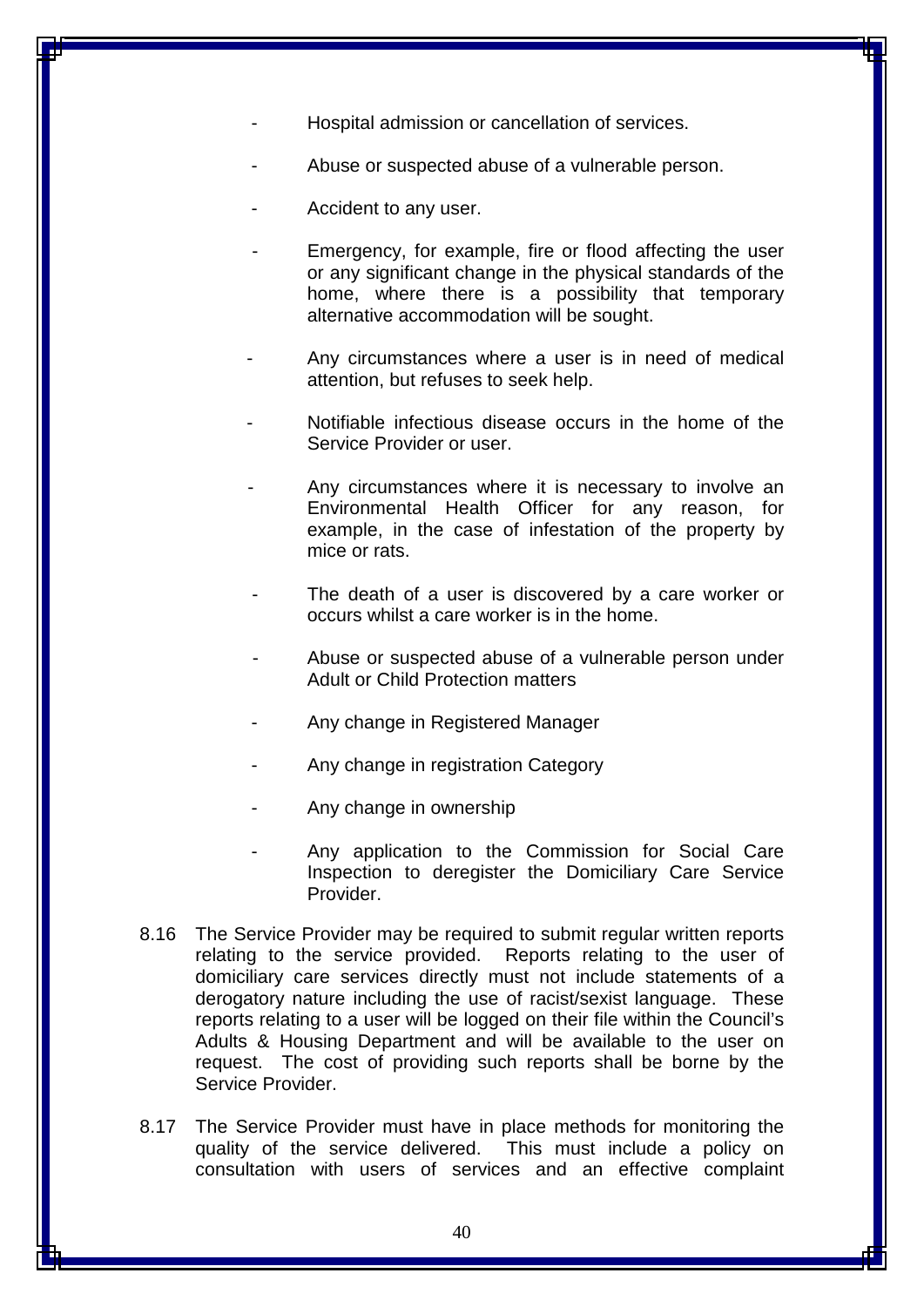- Hospital admission or cancellation of services.

- Abuse or suspected abuse of a vulnerable person.

- Accident to any user.

- Emergency, for example, fire or flood affecting the user or any significant change in the physical standards of the home, where there is a possibility that temporary alternative accommodation will be sought.

- Any circumstances where a user is in need of medical attention, but refuses to seek help.

- Notifiable infectious disease occurs in the home of the Service Provider or user.

- Any circumstances where it is necessary to involve an Environmental Health Officer for any reason, for example, in the case of infestation of the property by mice or rats.

- The death of a user is discovered by a care worker or occurs whilst a care worker is in the home.

- Abuse or suspected abuse of a vulnerable person under Adult or Child Protection matters

- Any change in Registered Manager

- Any change in registration Category

- Any change in ownership

- Any application to the Commission for Social Care Inspection to deregister the Domiciliary Care Service Provider.

8.16 The Service Provider may be required to submit regular written reports relating to the service provided. Reports relating to the user of domiciliary care services directly must not include statements of a derogatory nature including the use of racist/sexist language. These reports relating to a user will be logged on their file within the Council's Adults & Housing Department and will be available to the user on request. The cost of providing such reports shall be borne by the Service Provider.

8.17 The Service Provider must have in place methods for monitoring the quality of the service delivered. This must include a policy on consultation with users of services and an effective complaint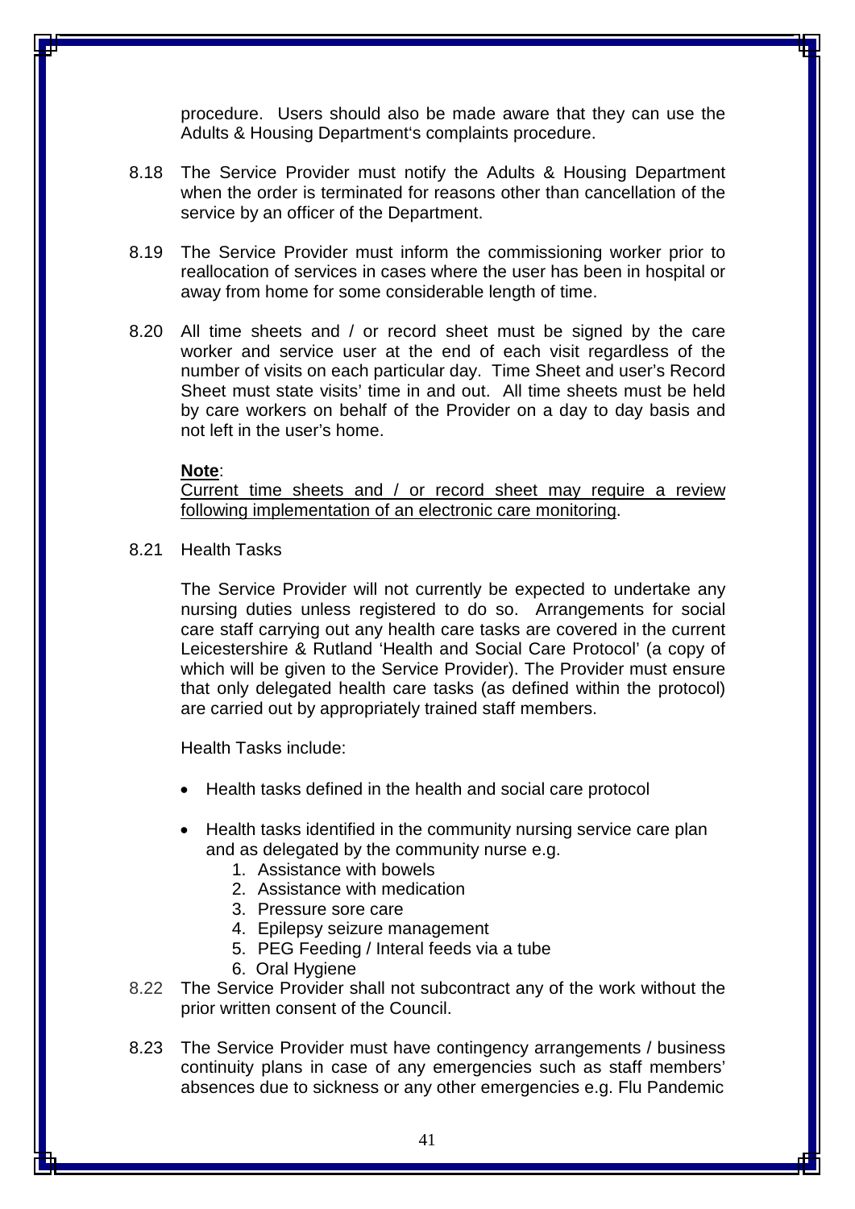procedure. Users should also be made aware that they can use the Adults & Housing Department's complaints procedure.

8.18 The Service Provider must notify the Adults & Housing Department when the order is terminated for reasons other than cancellation of the service by an officer of the Department.

8.19 The Service Provider must inform the commissioning worker prior to reallocation of services in cases where the user has been in hospital or away from home for some considerable length of time.

8.20 All time sheets and / or record sheet must be signed by the care worker and service user at the end of each visit regardless of the number of visits on each particular day. Time Sheet and user's Record Sheet must state visits' time in and out. All time sheets must be held by care workers on behalf of the Provider on a day to day basis and not left in the user's home.

**Note**:
Current time sheets and / or record sheet may require a review following implementation of an electronic care monitoring.

8.21 Health Tasks

The Service Provider will not currently be expected to undertake any nursing duties unless registered to do so. Arrangements for social care staff carrying out any health care tasks are covered in the current Leicestershire & Rutland 'Health and Social Care Protocol' (a copy of which will be given to the Service Provider). The Provider must ensure that only delegated health care tasks (as defined within the protocol) are carried out by appropriately trained staff members.

Health Tasks include:

- Health tasks defined in the health and social care protocol
- Health tasks identified in the community nursing service care plan and as delegated by the community nurse e.g.
  1. Assistance with bowels
  2. Assistance with medication
  3. Pressure sore care
  4. Epilepsy seizure management
  5. PEG Feeding / Interal feeds via a tube
  6. Oral Hygiene

8.22 The Service Provider shall not subcontract any of the work without the prior written consent of the Council.

8.23 The Service Provider must have contingency arrangements / business continuity plans in case of any emergencies such as staff members' absences due to sickness or any other emergencies e.g. Flu Pandemic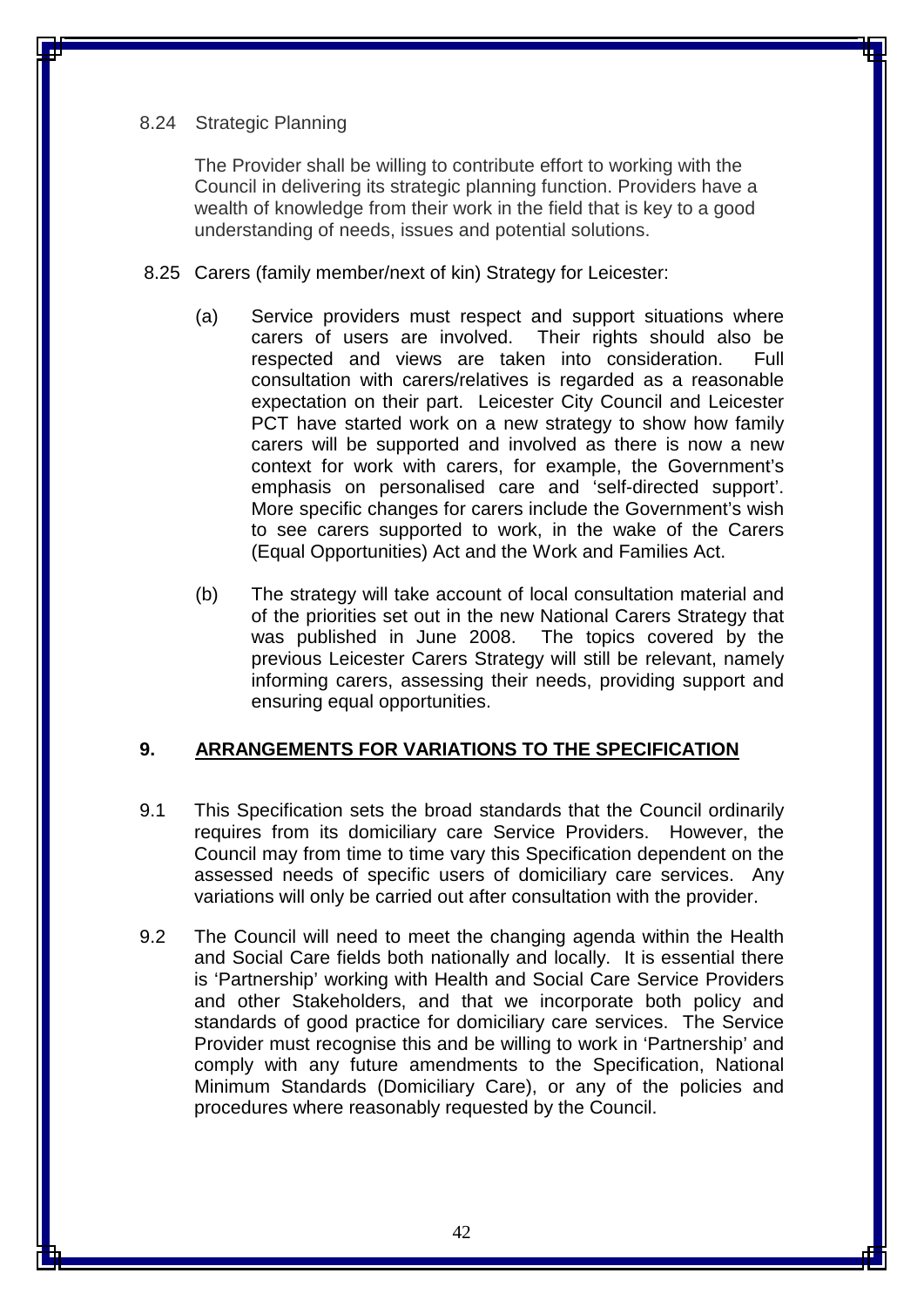8.24 Strategic Planning

The Provider shall be willing to contribute effort to working with the Council in delivering its strategic planning function. Providers have a wealth of knowledge from their work in the field that is key to a good understanding of needs, issues and potential solutions.

8.25 Carers (family member/next of kin) Strategy for Leicester:

(a) Service providers must respect and support situations where carers of users are involved. Their rights should also be respected and views are taken into consideration. Full consultation with carers/relatives is regarded as a reasonable expectation on their part. Leicester City Council and Leicester PCT have started work on a new strategy to show how family carers will be supported and involved as there is now a new context for work with carers, for example, the Government's emphasis on personalised care and 'self-directed support'. More specific changes for carers include the Government's wish to see carers supported to work, in the wake of the Carers (Equal Opportunities) Act and the Work and Families Act.

(b) The strategy will take account of local consultation material and of the priorities set out in the new National Carers Strategy that was published in June 2008. The topics covered by the previous Leicester Carers Strategy will still be relevant, namely informing carers, assessing their needs, providing support and ensuring equal opportunities.

## 9. ARRANGEMENTS FOR VARIATIONS TO THE SPECIFICATION

9.1 This Specification sets the broad standards that the Council ordinarily requires from its domiciliary care Service Providers. However, the Council may from time to time vary this Specification dependent on the assessed needs of specific users of domiciliary care services. Any variations will only be carried out after consultation with the provider.

9.2 The Council will need to meet the changing agenda within the Health and Social Care fields both nationally and locally. It is essential there is 'Partnership' working with Health and Social Care Service Providers and other Stakeholders, and that we incorporate both policy and standards of good practice for domiciliary care services. The Service Provider must recognise this and be willing to work in 'Partnership' and comply with any future amendments to the Specification, National Minimum Standards (Domiciliary Care), or any of the policies and procedures where reasonably requested by the Council.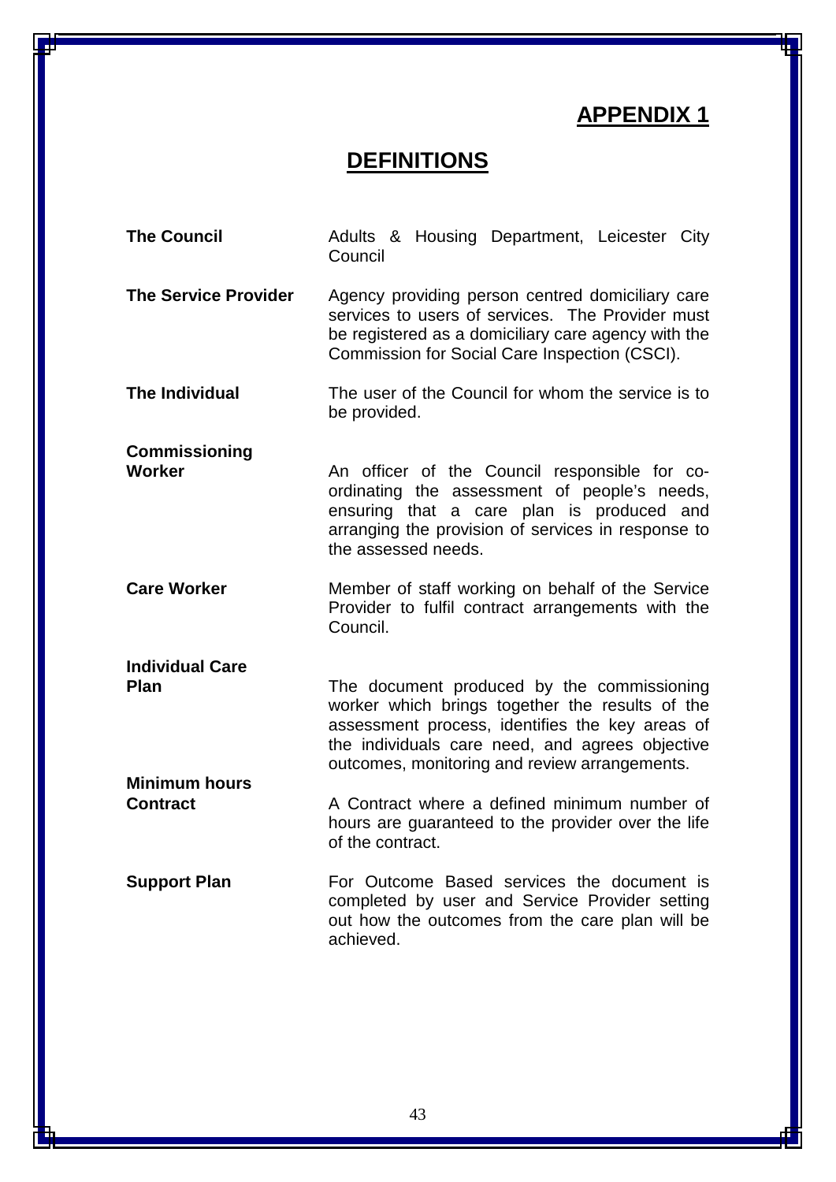# APPENDIX 1

## DEFINITIONS

| | |
|---|---|
| **The Council** | Adults & Housing Department, Leicester City Council |
| **The Service Provider** | Agency providing person centred domiciliary care services to users of services. The Provider must be registered as a domiciliary care agency with the Commission for Social Care Inspection (CSCI). |
| **The Individual** | The user of the Council for whom the service is to be provided. |
| **Commissioning Worker** | An officer of the Council responsible for co-ordinating the assessment of people's needs, ensuring that a care plan is produced and arranging the provision of services in response to the assessed needs. |
| **Care Worker** | Member of staff working on behalf of the Service Provider to fulfil contract arrangements with the Council. |
| **Individual Care Plan** | The document produced by the commissioning worker which brings together the results of the assessment process, identifies the key areas of the individuals care need, and agrees objective outcomes, monitoring and review arrangements. |
| **Minimum hours Contract** | A Contract where a defined minimum number of hours are guaranteed to the provider over the life of the contract. |
| **Support Plan** | For Outcome Based services the document is completed by user and Service Provider setting out how the outcomes from the care plan will be achieved. |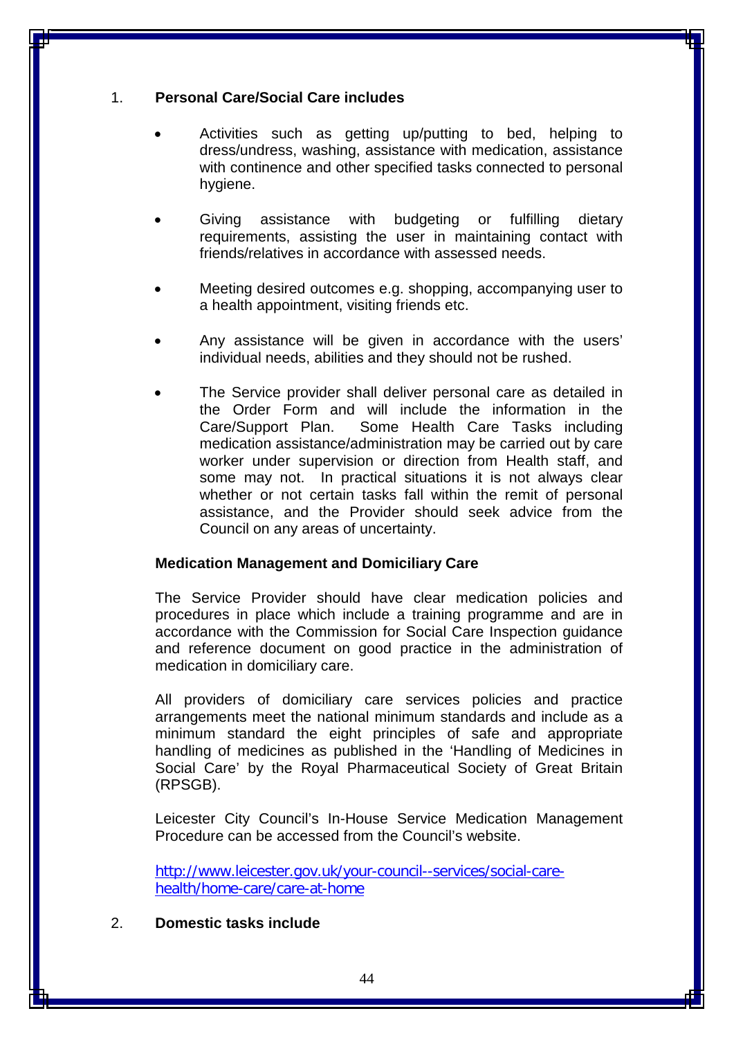1. **Personal Care/Social Care includes**

- Activities such as getting up/putting to bed, helping to dress/undress, washing, assistance with medication, assistance with continence and other specified tasks connected to personal hygiene.

- Giving assistance with budgeting or fulfilling dietary requirements, assisting the user in maintaining contact with friends/relatives in accordance with assessed needs.

- Meeting desired outcomes e.g. shopping, accompanying user to a health appointment, visiting friends etc.

- Any assistance will be given in accordance with the users' individual needs, abilities and they should not be rushed.

- The Service provider shall deliver personal care as detailed in the Order Form and will include the information in the Care/Support Plan. Some Health Care Tasks including medication assistance/administration may be carried out by care worker under supervision or direction from Health staff, and some may not. In practical situations it is not always clear whether or not certain tasks fall within the remit of personal assistance, and the Provider should seek advice from the Council on any areas of uncertainty.

**Medication Management and Domiciliary Care**

The Service Provider should have clear medication policies and procedures in place which include a training programme and are in accordance with the Commission for Social Care Inspection guidance and reference document on good practice in the administration of medication in domiciliary care.

All providers of domiciliary care services policies and practice arrangements meet the national minimum standards and include as a minimum standard the eight principles of safe and appropriate handling of medicines as published in the 'Handling of Medicines in Social Care' by the Royal Pharmaceutical Society of Great Britain (RPSGB).

Leicester City Council's In-House Service Medication Management Procedure can be accessed from the Council's website.

http://www.leicester.gov.uk/your-council--services/social-care-health/home-care/care-at-home

2. **Domestic tasks include**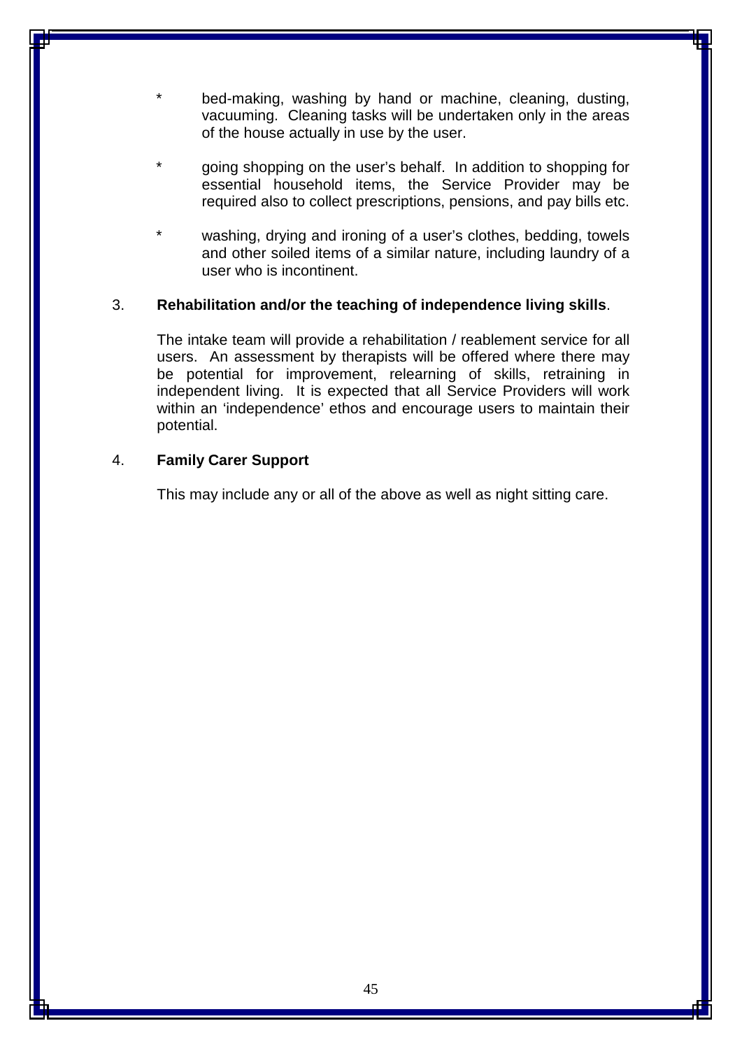* bed-making, washing by hand or machine, cleaning, dusting, vacuuming. Cleaning tasks will be undertaken only in the areas of the house actually in use by the user.

* going shopping on the user's behalf. In addition to shopping for essential household items, the Service Provider may be required also to collect prescriptions, pensions, and pay bills etc.

* washing, drying and ironing of a user's clothes, bedding, towels and other soiled items of a similar nature, including laundry of a user who is incontinent.

3. **Rehabilitation and/or the teaching of independence living skills**.

   The intake team will provide a rehabilitation / reablement service for all users. An assessment by therapists will be offered where there may be potential for improvement, relearning of skills, retraining in independent living. It is expected that all Service Providers will work within an 'independence' ethos and encourage users to maintain their potential.

4. **Family Carer Support**

   This may include any or all of the above as well as night sitting care.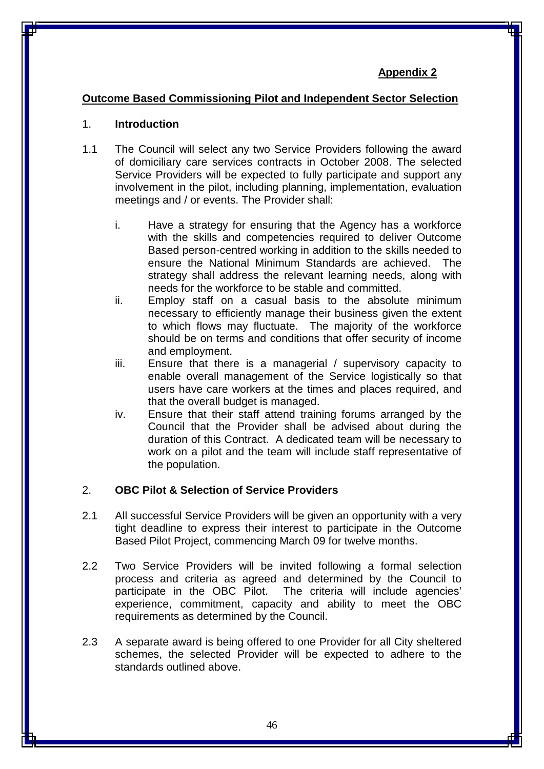**Appendix 2**

**Outcome Based Commissioning Pilot and Independent Sector Selection**

1. **Introduction**

1.1 The Council will select any two Service Providers following the award of domiciliary care services contracts in October 2008. The selected Service Providers will be expected to fully participate and support any involvement in the pilot, including planning, implementation, evaluation meetings and / or events. The Provider shall:

   i. Have a strategy for ensuring that the Agency has a workforce with the skills and competencies required to deliver Outcome Based person-centred working in addition to the skills needed to ensure the National Minimum Standards are achieved. The strategy shall address the relevant learning needs, along with needs for the workforce to be stable and committed.
   ii. Employ staff on a casual basis to the absolute minimum necessary to efficiently manage their business given the extent to which flows may fluctuate. The majority of the workforce should be on terms and conditions that offer security of income and employment.
   iii. Ensure that there is a managerial / supervisory capacity to enable overall management of the Service logistically so that users have care workers at the times and places required, and that the overall budget is managed.
   iv. Ensure that their staff attend training forums arranged by the Council that the Provider shall be advised about during the duration of this Contract. A dedicated team will be necessary to work on a pilot and the team will include staff representative of the population.

2. **OBC Pilot & Selection of Service Providers**

2.1 All successful Service Providers will be given an opportunity with a very tight deadline to express their interest to participate in the Outcome Based Pilot Project, commencing March 09 for twelve months.

2.2 Two Service Providers will be invited following a formal selection process and criteria as agreed and determined by the Council to participate in the OBC Pilot. The criteria will include agencies' experience, commitment, capacity and ability to meet the OBC requirements as determined by the Council.

2.3 A separate award is being offered to one Provider for all City sheltered schemes, the selected Provider will be expected to adhere to the standards outlined above.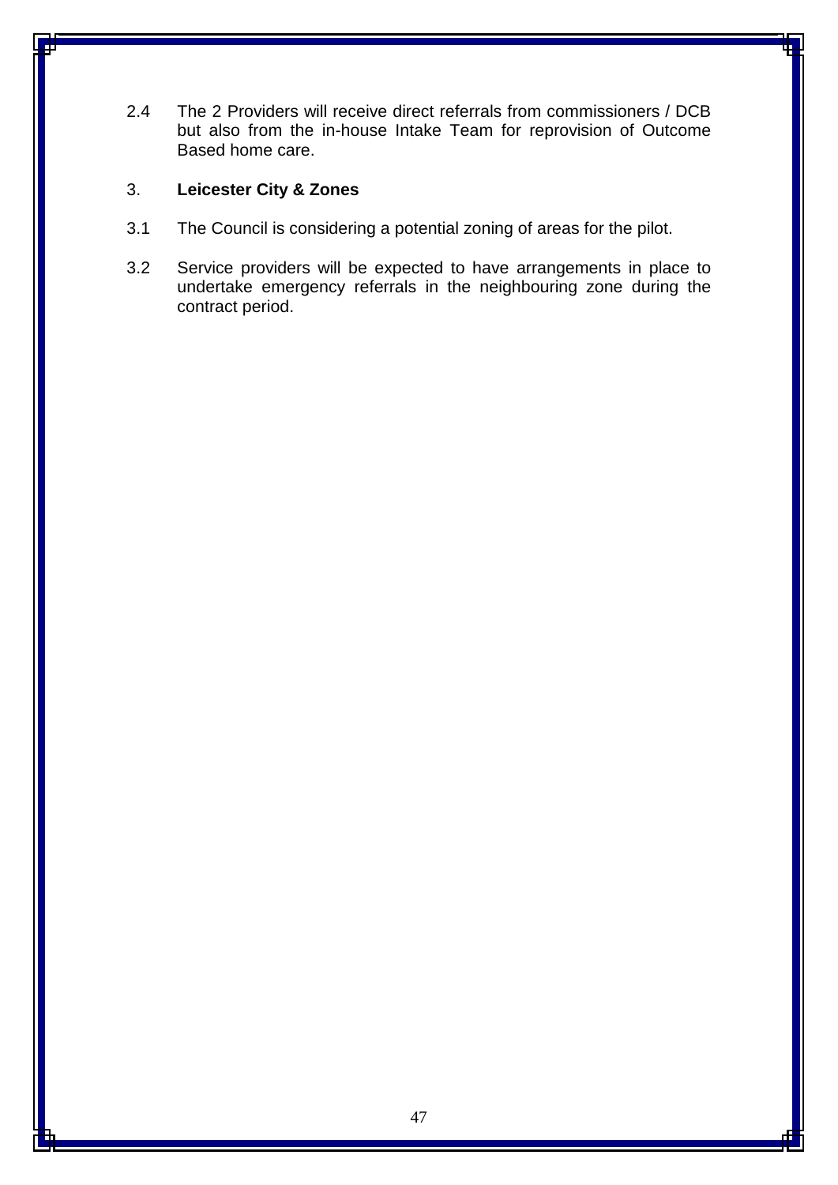2.4 The 2 Providers will receive direct referrals from commissioners / DCB but also from the in-house Intake Team for reprovision of Outcome Based home care.

3. **Leicester City & Zones**

3.1 The Council is considering a potential zoning of areas for the pilot.

3.2 Service providers will be expected to have arrangements in place to undertake emergency referrals in the neighbouring zone during the contract period.